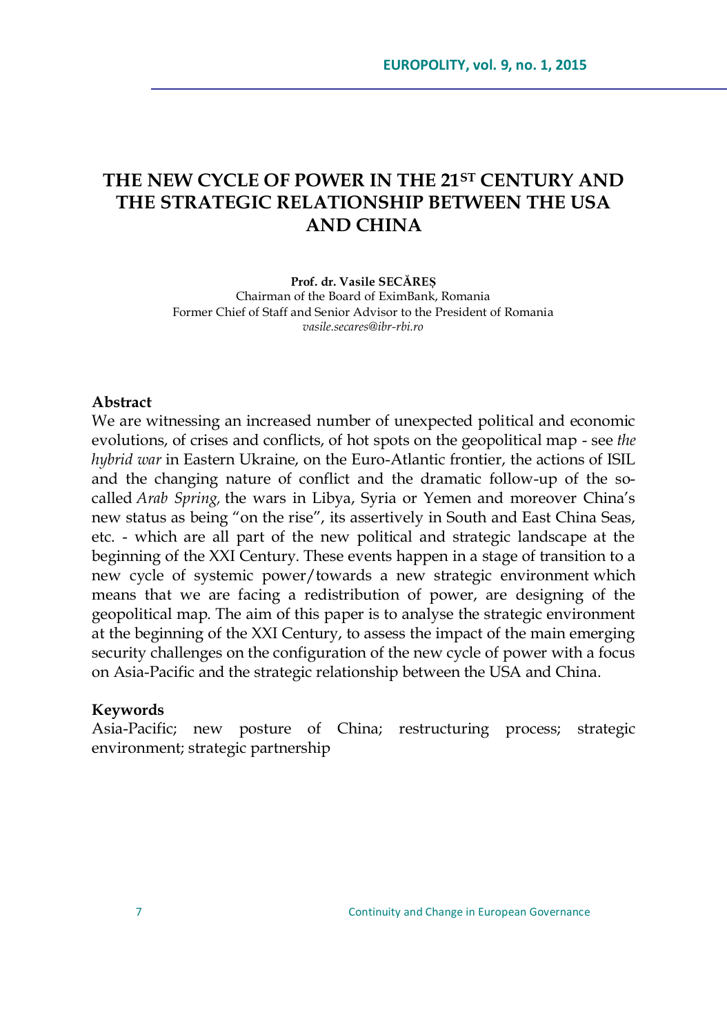# THE NEW CYCLE OF POWER IN THE 21ST CENTURY AND THE STRATEGIC RELATIONSHIP BETWEEN THE USA AND CHINA

**Prof. dr. Vasile SECĂREȘ**
Chairman of the Board of EximBank, Romania
Former Chief of Staff and Senior Advisor to the President of Romania
*vasile.secares@ibr-rbi.ro*

### Abstract

We are witnessing an increased number of unexpected political and economic evolutions, of crises and conflicts, of hot spots on the geopolitical map - see *the hybrid war* in Eastern Ukraine, on the Euro-Atlantic frontier, the actions of ISIL and the changing nature of conflict and the dramatic follow-up of the so-called *Arab Spring,* the wars in Libya, Syria or Yemen and moreover China's new status as being "on the rise", its assertively in South and East China Seas, etc. - which are all part of the new political and strategic landscape at the beginning of the XXI Century. These events happen in a stage of transition to a new cycle of systemic power/towards a new strategic environment which means that we are facing a redistribution of power, are designing of the geopolitical map. The aim of this paper is to analyse the strategic environment at the beginning of the XXI Century, to assess the impact of the main emerging security challenges on the configuration of the new cycle of power with a focus on Asia-Pacific and the strategic relationship between the USA and China.

### Keywords

Asia-Pacific; new posture of China; restructuring process; strategic environment; strategic partnership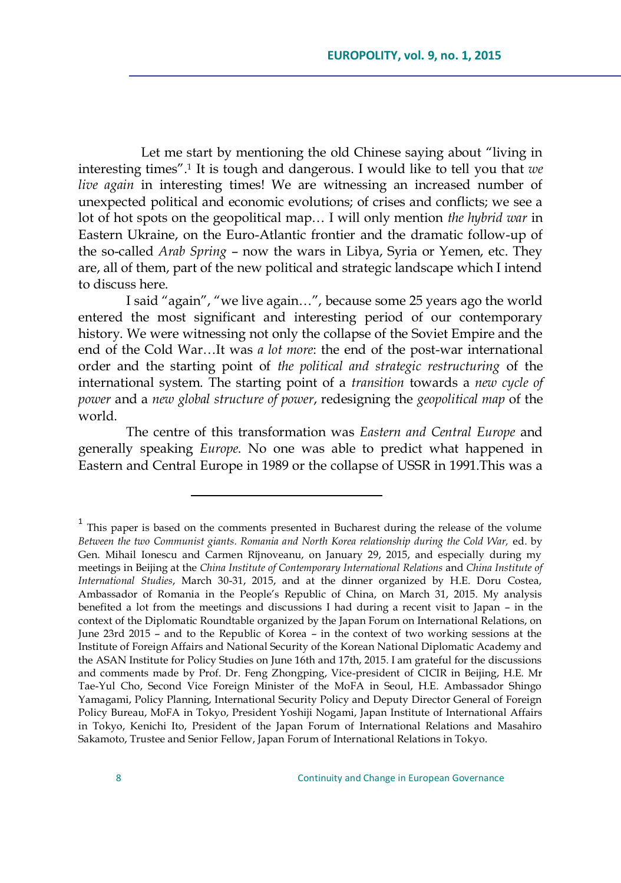Let me start by mentioning the old Chinese saying about "living in interesting times".[1] It is tough and dangerous. I would like to tell you that *we live again* in interesting times! We are witnessing an increased number of unexpected political and economic evolutions; of crises and conflicts; we see a lot of hot spots on the geopolitical map… I will only mention *the hybrid war* in Eastern Ukraine, on the Euro-Atlantic frontier and the dramatic follow-up of the so-called *Arab Spring* – now the wars in Libya, Syria or Yemen, etc. They are, all of them, part of the new political and strategic landscape which I intend to discuss here.

I said "again", "we live again…", because some 25 years ago the world entered the most significant and interesting period of our contemporary history. We were witnessing not only the collapse of the Soviet Empire and the end of the Cold War…It was *a lot more*: the end of the post-war international order and the starting point of *the political and strategic restructuring* of the international system. The starting point of a *transition* towards a *new cycle of power* and a *new global structure of power*, redesigning the *geopolitical map* of the world.

The centre of this transformation was *Eastern and Central Europe* and generally speaking *Europe*. No one was able to predict what happened in Eastern and Central Europe in 1989 or the collapse of USSR in 1991.This was a

---

[1] This paper is based on the comments presented in Bucharest during the release of the volume *Between the two Communist giants. Romania and North Korea relationship during the Cold War,* ed. by Gen. Mihail Ionescu and Carmen Rîjnoveanu, on January 29, 2015, and especially during my meetings in Beijing at the *China Institute of Contemporary International Relations* and *China Institute of International Studies*, March 30-31, 2015, and at the dinner organized by H.E. Doru Costea, Ambassador of Romania in the People's Republic of China, on March 31, 2015. My analysis benefited a lot from the meetings and discussions I had during a recent visit to Japan – in the context of the Diplomatic Roundtable organized by the Japan Forum on International Relations, on June 23rd 2015 – and to the Republic of Korea – in the context of two working sessions at the Institute of Foreign Affairs and National Security of the Korean National Diplomatic Academy and the ASAN Institute for Policy Studies on June 16th and 17th, 2015. I am grateful for the discussions and comments made by Prof. Dr. Feng Zhongping, Vice-president of CICIR in Beijing, H.E. Mr Tae-Yul Cho, Second Vice Foreign Minister of the MoFA in Seoul, H.E. Ambassador Shingo Yamagami, Policy Planning, International Security Policy and Deputy Director General of Foreign Policy Bureau, MoFA in Tokyo, President Yoshiji Nogami, Japan Institute of International Affairs in Tokyo, Kenichi Ito, President of the Japan Forum of International Relations and Masahiro Sakamoto, Trustee and Senior Fellow, Japan Forum of International Relations in Tokyo.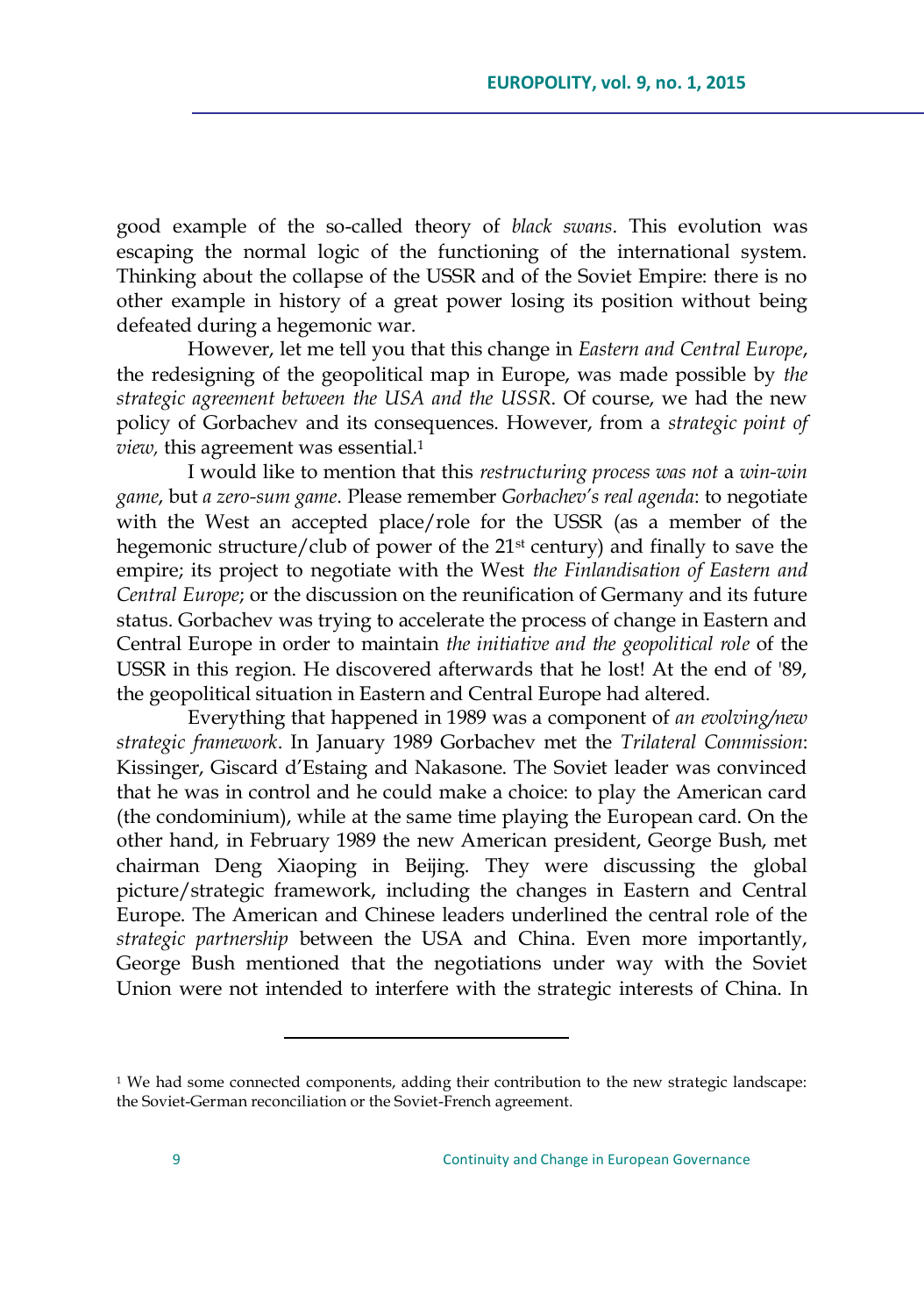good example of the so-called theory of *black swans*. This evolution was escaping the normal logic of the functioning of the international system. Thinking about the collapse of the USSR and of the Soviet Empire: there is no other example in history of a great power losing its position without being defeated during a hegemonic war.

However, let me tell you that this change in *Eastern and Central Europe*, the redesigning of the geopolitical map in Europe, was made possible by *the strategic agreement between the USA and the USSR*. Of course, we had the new policy of Gorbachev and its consequences. However, from a *strategic point of view,* this agreement was essential.[1]

I would like to mention that this *restructuring process was not* a *win-win game*, but *a zero-sum game*. Please remember *Gorbachev's real agenda*: to negotiate with the West an accepted place/role for the USSR (as a member of the hegemonic structure/club of power of the 21st century) and finally to save the empire; its project to negotiate with the West *the Finlandisation of Eastern and Central Europe*; or the discussion on the reunification of Germany and its future status. Gorbachev was trying to accelerate the process of change in Eastern and Central Europe in order to maintain *the initiative and the geopolitical role* of the USSR in this region. He discovered afterwards that he lost! At the end of '89, the geopolitical situation in Eastern and Central Europe had altered.

Everything that happened in 1989 was a component of *an evolving/new strategic framework*. In January 1989 Gorbachev met the *Trilateral Commission*: Kissinger, Giscard d'Estaing and Nakasone. The Soviet leader was convinced that he was in control and he could make a choice: to play the American card (the condominium), while at the same time playing the European card. On the other hand, in February 1989 the new American president, George Bush, met chairman Deng Xiaoping in Beijing. They were discussing the global picture/strategic framework, including the changes in Eastern and Central Europe. The American and Chinese leaders underlined the central role of the *strategic partnership* between the USA and China. Even more importantly, George Bush mentioned that the negotiations under way with the Soviet Union were not intended to interfere with the strategic interests of China. In

---

[1] We had some connected components, adding their contribution to the new strategic landscape: the Soviet-German reconciliation or the Soviet-French agreement.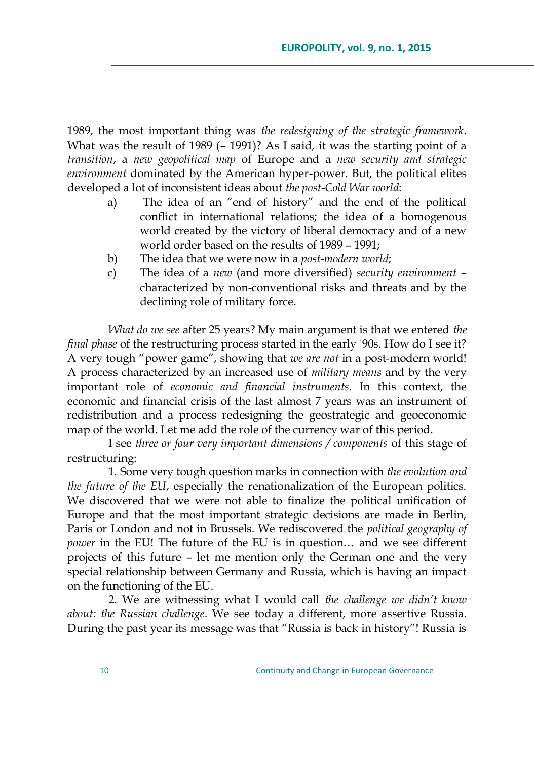1989, the most important thing was *the redesigning of the strategic framework*. What was the result of 1989 (– 1991)? As I said, it was the starting point of a *transition*, a *new geopolitical map* of Europe and a *new security and strategic environment* dominated by the American hyper-power. But, the political elites developed a lot of inconsistent ideas about *the post-Cold War world*:

a) The idea of an "end of history" and the end of the political conflict in international relations; the idea of a homogenous world created by the victory of liberal democracy and of a new world order based on the results of 1989 – 1991;
b) The idea that we were now in a *post-modern world*;
c) The idea of a *new* (and more diversified) *security environment* – characterized by non-conventional risks and threats and by the declining role of military force.

*What do we see* after 25 years? My main argument is that we entered *the final phase* of the restructuring process started in the early '90s. How do I see it? A very tough "power game", showing that *we are not* in a post-modern world! A process characterized by an increased use of *military means* and by the very important role of *economic and financial instruments*. In this context, the economic and financial crisis of the last almost 7 years was an instrument of redistribution and a process redesigning the geostrategic and geoeconomic map of the world. Let me add the role of the currency war of this period.

I see *three or four very important dimensions / components* of this stage of restructuring:

1. Some very tough question marks in connection with *the evolution and the future of the EU*, especially the renationalization of the European politics. We discovered that we were not able to finalize the political unification of Europe and that the most important strategic decisions are made in Berlin, Paris or London and not in Brussels. We rediscovered the *political geography of power* in the EU! The future of the EU is in question… and we see different projects of this future – let me mention only the German one and the very special relationship between Germany and Russia, which is having an impact on the functioning of the EU.

2. We are witnessing what I would call *the challenge we didn't know about: the Russian challenge*. We see today a different, more assertive Russia. During the past year its message was that "Russia is back in history"! Russia is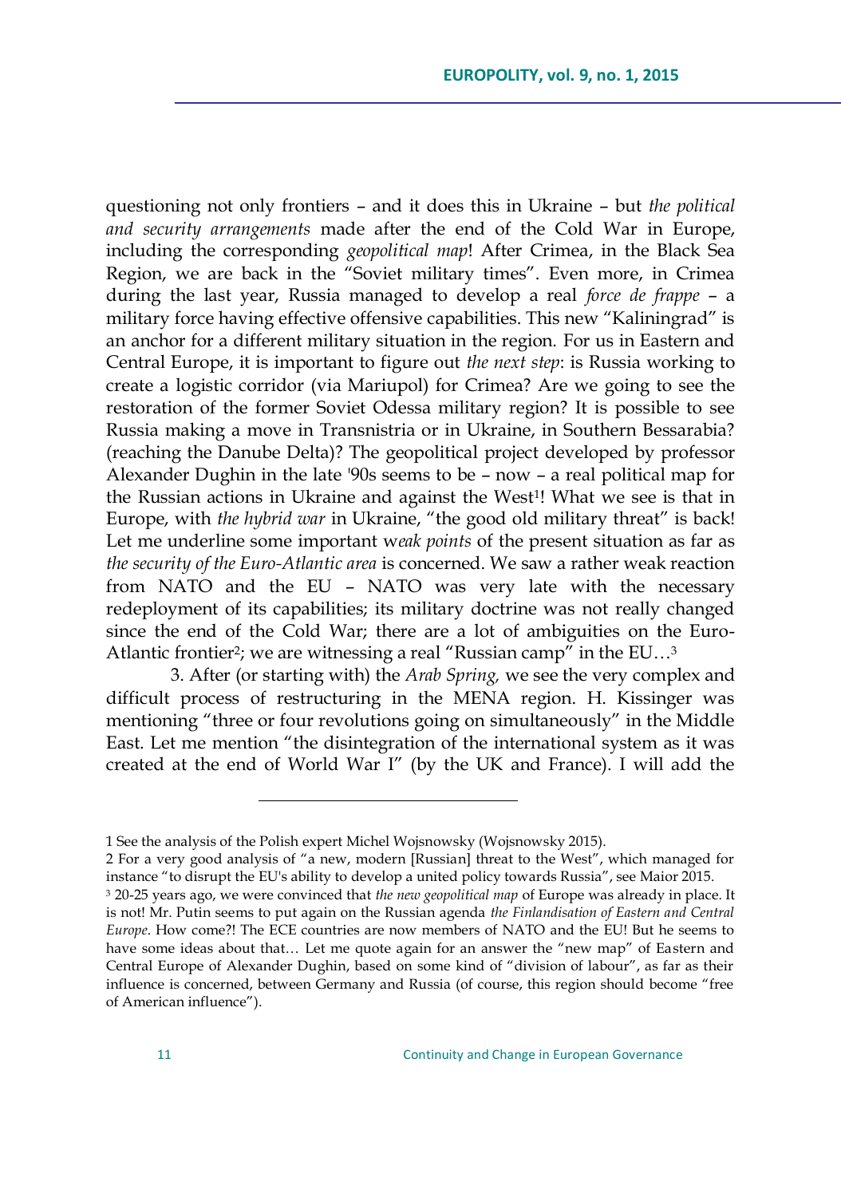questioning not only frontiers – and it does this in Ukraine – but *the political and security arrangements* made after the end of the Cold War in Europe, including the corresponding *geopolitical map*! After Crimea, in the Black Sea Region, we are back in the "Soviet military times". Even more, in Crimea during the last year, Russia managed to develop a real *force de frappe* – a military force having effective offensive capabilities. This new "Kaliningrad" is an anchor for a different military situation in the region. For us in Eastern and Central Europe, it is important to figure out *the next step*: is Russia working to create a logistic corridor (via Mariupol) for Crimea? Are we going to see the restoration of the former Soviet Odessa military region? It is possible to see Russia making a move in Transnistria or in Ukraine, in Southern Bessarabia? (reaching the Danube Delta)? The geopolitical project developed by professor Alexander Dughin in the late '90s seems to be – now – a real political map for the Russian actions in Ukraine and against the West[1]! What we see is that in Europe, with *the hybrid war* in Ukraine, "the good old military threat" is back! Let me underline some important w*eak points* of the present situation as far as *the security of the Euro-Atlantic area* is concerned. We saw a rather weak reaction from NATO and the EU – NATO was very late with the necessary redeployment of its capabilities; its military doctrine was not really changed since the end of the Cold War; there are a lot of ambiguities on the Euro-Atlantic frontier[2]; we are witnessing a real "Russian camp" in the EU…[3]

3. After (or starting with) the *Arab Spring,* we see the very complex and difficult process of restructuring in the MENA region. H. Kissinger was mentioning "three or four revolutions going on simultaneously" in the Middle East. Let me mention "the disintegration of the international system as it was created at the end of World War I" (by the UK and France). I will add the

---

1 See the analysis of the Polish expert Michel Wojsnowsky (Wojsnowsky 2015).

2 For a very good analysis of "a new, modern [Russian] threat to the West", which managed for instance "to disrupt the EU's ability to develop a united policy towards Russia", see Maior 2015.

3 20-25 years ago, we were convinced that *the new geopolitical map* of Europe was already in place. It is not! Mr. Putin seems to put again on the Russian agenda *the Finlandisation of Eastern and Central Europe*. How come?! The ECE countries are now members of NATO and the EU! But he seems to have some ideas about that… Let me quote again for an answer the "new map" of Eastern and Central Europe of Alexander Dughin, based on some kind of "division of labour", as far as their influence is concerned, between Germany and Russia (of course, this region should become "free of American influence").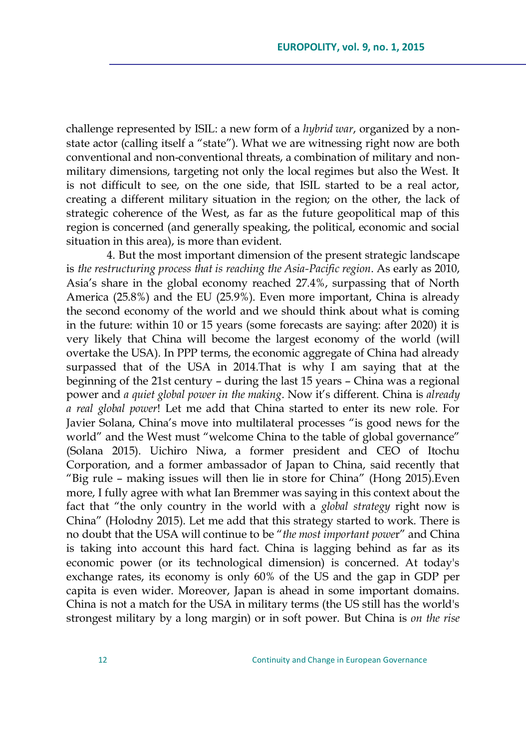challenge represented by ISIL: a new form of a *hybrid war*, organized by a non-state actor (calling itself a "state"). What we are witnessing right now are both conventional and non-conventional threats, a combination of military and non-military dimensions, targeting not only the local regimes but also the West. It is not difficult to see, on the one side, that ISIL started to be a real actor, creating a different military situation in the region; on the other, the lack of strategic coherence of the West, as far as the future geopolitical map of this region is concerned (and generally speaking, the political, economic and social situation in this area), is more than evident.

4. But the most important dimension of the present strategic landscape is *the restructuring process that is reaching the Asia-Pacific region*. As early as 2010, Asia's share in the global economy reached 27.4%, surpassing that of North America (25.8%) and the EU (25.9%). Even more important, China is already the second economy of the world and we should think about what is coming in the future: within 10 or 15 years (some forecasts are saying: after 2020) it is very likely that China will become the largest economy of the world (will overtake the USA). In PPP terms, the economic aggregate of China had already surpassed that of the USA in 2014.That is why I am saying that at the beginning of the 21st century – during the last 15 years – China was a regional power and *a quiet global power in the making*. Now it's different. China is *already a real global power*! Let me add that China started to enter its new role. For Javier Solana, China's move into multilateral processes "is good news for the world" and the West must "welcome China to the table of global governance" (Solana 2015). Uichiro Niwa, a former president and CEO of Itochu Corporation, and a former ambassador of Japan to China, said recently that "Big rule – making issues will then lie in store for China" (Hong 2015).Even more, I fully agree with what Ian Bremmer was saying in this context about the fact that "the only country in the world with a *global strategy* right now is China" (Holodny 2015). Let me add that this strategy started to work. There is no doubt that the USA will continue to be "*the most important power*" and China is taking into account this hard fact. China is lagging behind as far as its economic power (or its technological dimension) is concerned. At today's exchange rates, its economy is only 60% of the US and the gap in GDP per capita is even wider. Moreover, Japan is ahead in some important domains. China is not a match for the USA in military terms (the US still has the world's strongest military by a long margin) or in soft power. But China is *on the rise*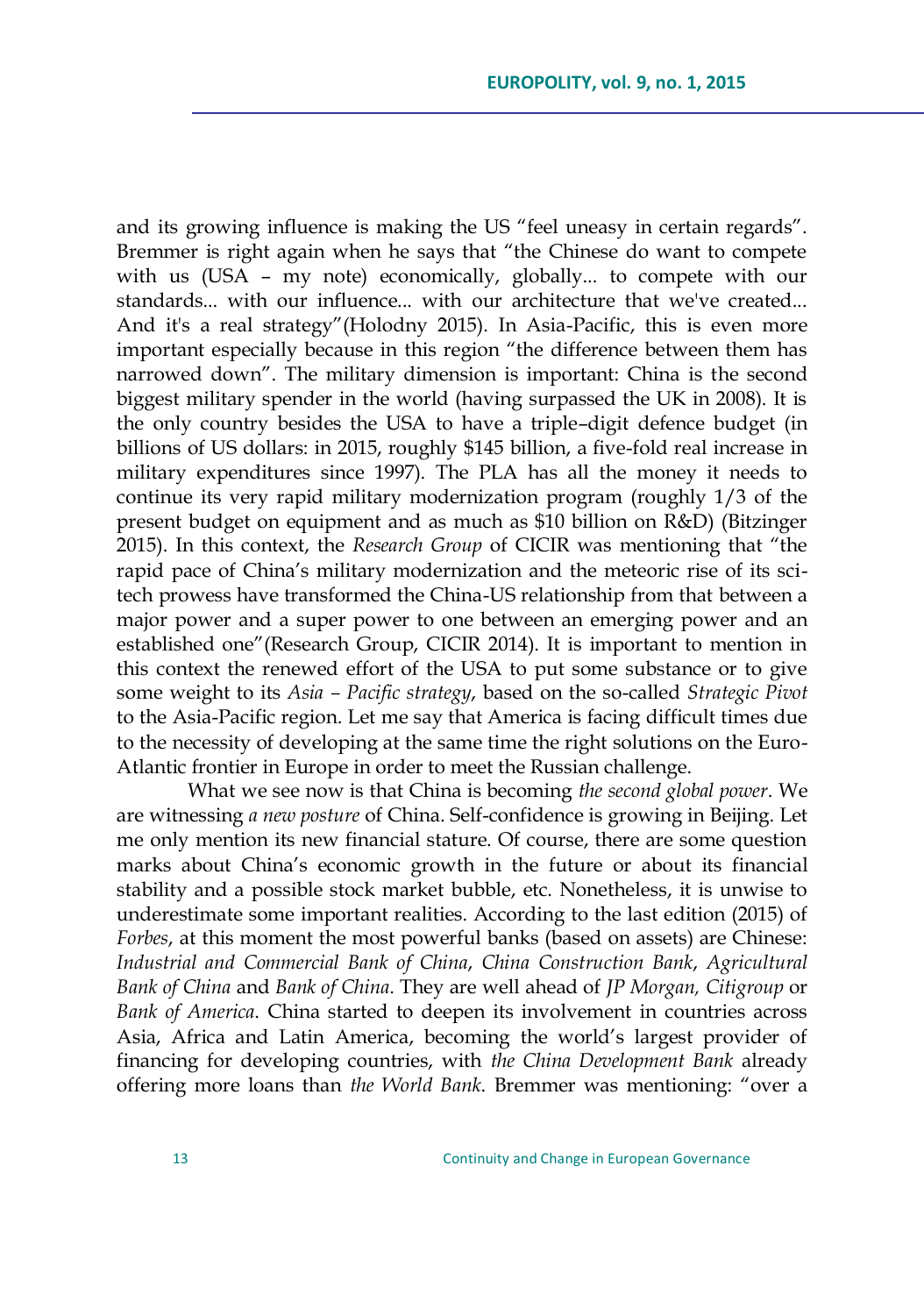and its growing influence is making the US "feel uneasy in certain regards". Bremmer is right again when he says that "the Chinese do want to compete with us (USA – my note) economically, globally... to compete with our standards... with our influence... with our architecture that we've created... And it's a real strategy"(Holodny 2015). In Asia-Pacific, this is even more important especially because in this region "the difference between them has narrowed down". The military dimension is important: China is the second biggest military spender in the world (having surpassed the UK in 2008). It is the only country besides the USA to have a triple–digit defence budget (in billions of US dollars: in 2015, roughly $145 billion, a five-fold real increase in military expenditures since 1997). The PLA has all the money it needs to continue its very rapid military modernization program (roughly 1/3 of the present budget on equipment and as much as $10 billion on R&D) (Bitzinger 2015). In this context, the *Research Group* of CICIR was mentioning that "the rapid pace of China's military modernization and the meteoric rise of its sci-tech prowess have transformed the China-US relationship from that between a major power and a super power to one between an emerging power and an established one"(Research Group, CICIR 2014). It is important to mention in this context the renewed effort of the USA to put some substance or to give some weight to its *Asia – Pacific strategy*, based on the so-called *Strategic Pivot* to the Asia-Pacific region. Let me say that America is facing difficult times due to the necessity of developing at the same time the right solutions on the Euro-Atlantic frontier in Europe in order to meet the Russian challenge.

What we see now is that China is becoming *the second global power*. We are witnessing *a new posture* of China. Self-confidence is growing in Beijing. Let me only mention its new financial stature. Of course, there are some question marks about China's economic growth in the future or about its financial stability and a possible stock market bubble, etc. Nonetheless, it is unwise to underestimate some important realities. According to the last edition (2015) of *Forbes*, at this moment the most powerful banks (based on assets) are Chinese: *Industrial and Commercial Bank of China*, *China Construction Bank*, *Agricultural Bank of China* and *Bank of China*. They are well ahead of *JP Morgan, Citigroup* or *Bank of America*. China started to deepen its involvement in countries across Asia, Africa and Latin America, becoming the world's largest provider of financing for developing countries, with *the China Development Bank* already offering more loans than *the World Bank*. Bremmer was mentioning: "over a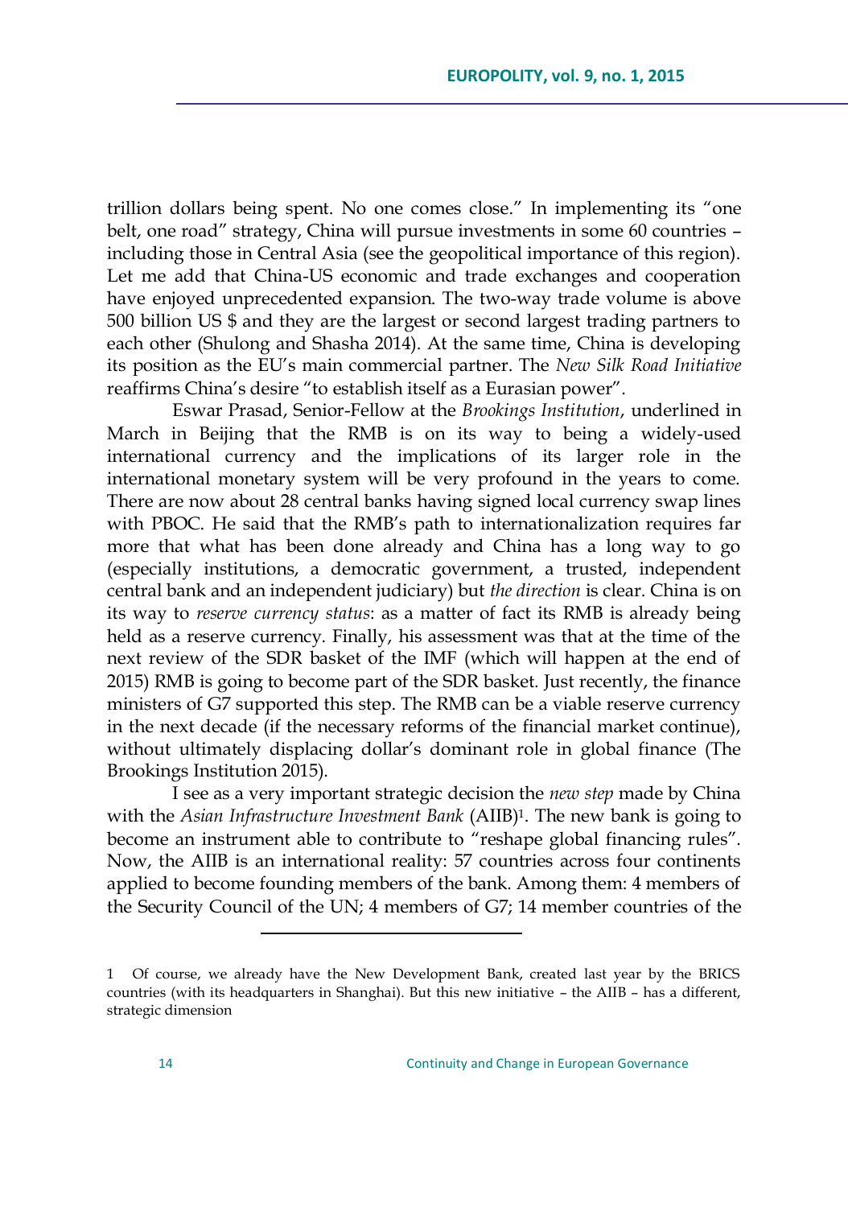trillion dollars being spent. No one comes close." In implementing its "one belt, one road" strategy, China will pursue investments in some 60 countries – including those in Central Asia (see the geopolitical importance of this region). Let me add that China-US economic and trade exchanges and cooperation have enjoyed unprecedented expansion. The two-way trade volume is above 500 billion US $ and they are the largest or second largest trading partners to each other (Shulong and Shasha 2014). At the same time, China is developing its position as the EU's main commercial partner. The *New Silk Road Initiative* reaffirms China's desire "to establish itself as a Eurasian power".

Eswar Prasad, Senior-Fellow at the *Brookings Institution*, underlined in March in Beijing that the RMB is on its way to being a widely-used international currency and the implications of its larger role in the international monetary system will be very profound in the years to come. There are now about 28 central banks having signed local currency swap lines with PBOC. He said that the RMB's path to internationalization requires far more that what has been done already and China has a long way to go (especially institutions, a democratic government, a trusted, independent central bank and an independent judiciary) but *the direction* is clear. China is on its way to *reserve currency status*: as a matter of fact its RMB is already being held as a reserve currency. Finally, his assessment was that at the time of the next review of the SDR basket of the IMF (which will happen at the end of 2015) RMB is going to become part of the SDR basket. Just recently, the finance ministers of G7 supported this step. The RMB can be a viable reserve currency in the next decade (if the necessary reforms of the financial market continue), without ultimately displacing dollar's dominant role in global finance (The Brookings Institution 2015).

I see as a very important strategic decision the *new step* made by China with the *Asian Infrastructure Investment Bank* (AIIB)[1]. The new bank is going to become an instrument able to contribute to "reshape global financing rules". Now, the AIIB is an international reality: 57 countries across four continents applied to become founding members of the bank. Among them: 4 members of the Security Council of the UN; 4 members of G7; 14 member countries of the

---

1 Of course, we already have the New Development Bank, created last year by the BRICS countries (with its headquarters in Shanghai). But this new initiative – the AIIB – has a different, strategic dimension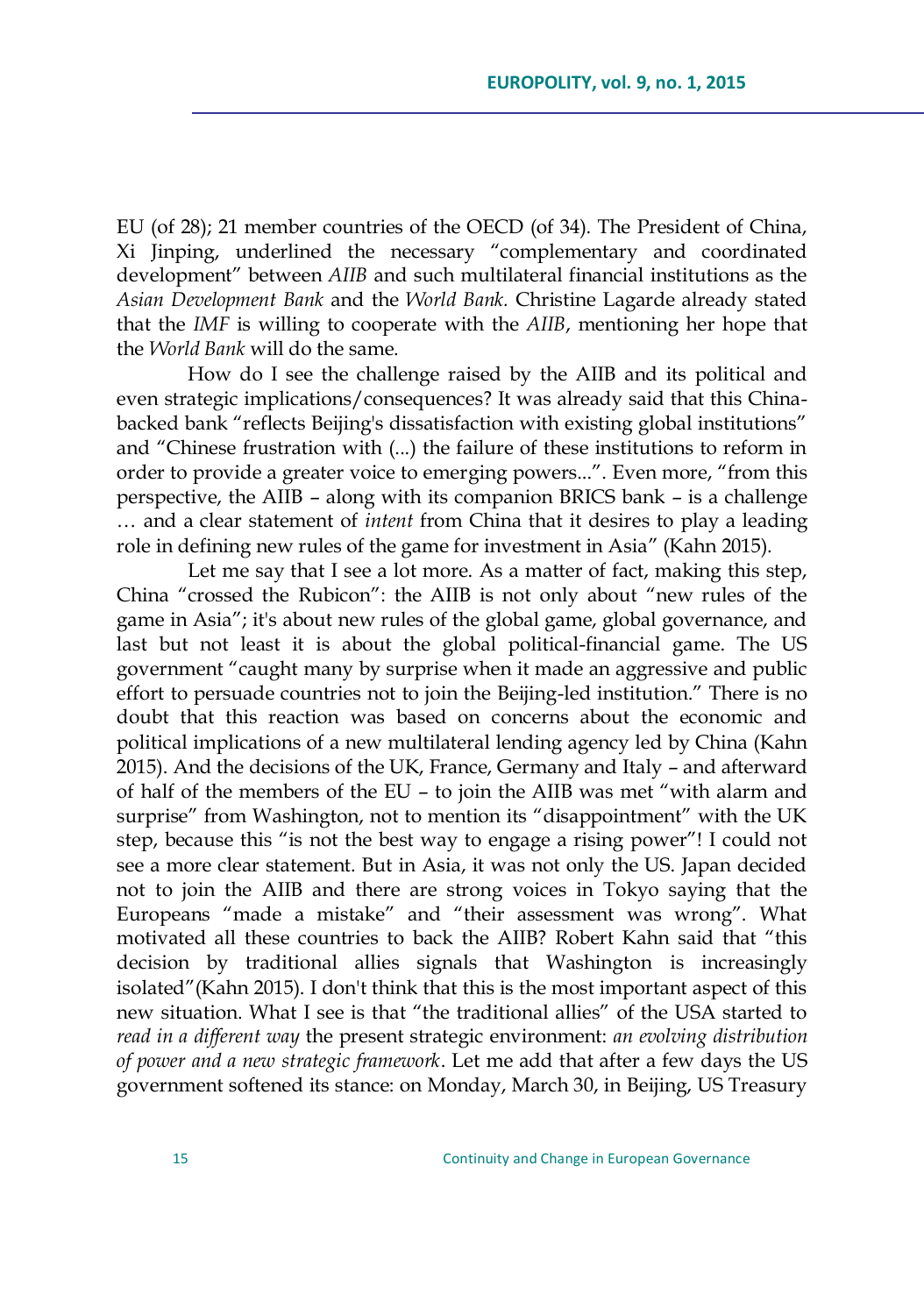EU (of 28); 21 member countries of the OECD (of 34). The President of China, Xi Jinping, underlined the necessary "complementary and coordinated development" between *AIIB* and such multilateral financial institutions as the *Asian Development Bank* and the *World Bank.* Christine Lagarde already stated that the *IMF* is willing to cooperate with the *AIIB*, mentioning her hope that the *World Bank* will do the same.

How do I see the challenge raised by the AIIB and its political and even strategic implications/consequences? It was already said that this China-backed bank "reflects Beijing's dissatisfaction with existing global institutions" and "Chinese frustration with (...) the failure of these institutions to reform in order to provide a greater voice to emerging powers...". Even more, "from this perspective, the AIIB – along with its companion BRICS bank – is a challenge … and a clear statement of *intent* from China that it desires to play a leading role in defining new rules of the game for investment in Asia" (Kahn 2015).

Let me say that I see a lot more. As a matter of fact, making this step, China "crossed the Rubicon": the AIIB is not only about "new rules of the game in Asia"; it's about new rules of the global game, global governance, and last but not least it is about the global political-financial game. The US government "caught many by surprise when it made an aggressive and public effort to persuade countries not to join the Beijing-led institution." There is no doubt that this reaction was based on concerns about the economic and political implications of a new multilateral lending agency led by China (Kahn 2015). And the decisions of the UK, France, Germany and Italy – and afterward of half of the members of the EU – to join the AIIB was met "with alarm and surprise" from Washington, not to mention its "disappointment" with the UK step, because this "is not the best way to engage a rising power"! I could not see a more clear statement. But in Asia, it was not only the US. Japan decided not to join the AIIB and there are strong voices in Tokyo saying that the Europeans "made a mistake" and "their assessment was wrong". What motivated all these countries to back the AIIB? Robert Kahn said that "this decision by traditional allies signals that Washington is increasingly isolated"(Kahn 2015). I don't think that this is the most important aspect of this new situation. What I see is that "the traditional allies" of the USA started to *read in a different way* the present strategic environment: *an evolving distribution of power and a new strategic framework*. Let me add that after a few days the US government softened its stance: on Monday, March 30, in Beijing, US Treasury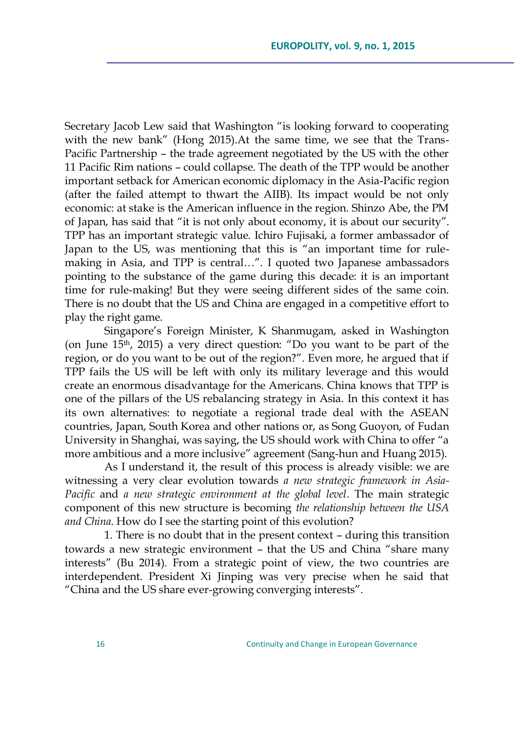Secretary Jacob Lew said that Washington "is looking forward to cooperating with the new bank" (Hong 2015).At the same time, we see that the Trans-Pacific Partnership – the trade agreement negotiated by the US with the other 11 Pacific Rim nations – could collapse. The death of the TPP would be another important setback for American economic diplomacy in the Asia-Pacific region (after the failed attempt to thwart the AIIB). Its impact would be not only economic: at stake is the American influence in the region. Shinzo Abe, the PM of Japan, has said that "it is not only about economy, it is about our security". TPP has an important strategic value. Ichiro Fujisaki, a former ambassador of Japan to the US, was mentioning that this is "an important time for rule-making in Asia, and TPP is central…". I quoted two Japanese ambassadors pointing to the substance of the game during this decade: it is an important time for rule-making! But they were seeing different sides of the same coin. There is no doubt that the US and China are engaged in a competitive effort to play the right game.

Singapore's Foreign Minister, K Shanmugam, asked in Washington (on June 15th, 2015) a very direct question: "Do you want to be part of the region, or do you want to be out of the region?". Even more, he argued that if TPP fails the US will be left with only its military leverage and this would create an enormous disadvantage for the Americans. China knows that TPP is one of the pillars of the US rebalancing strategy in Asia. In this context it has its own alternatives: to negotiate a regional trade deal with the ASEAN countries, Japan, South Korea and other nations or, as Song Guoyon, of Fudan University in Shanghai, was saying, the US should work with China to offer "a more ambitious and a more inclusive" agreement (Sang-hun and Huang 2015).

As I understand it, the result of this process is already visible: we are witnessing a very clear evolution towards *a new strategic framework in Asia-Pacific* and *a new strategic environment at the global level*. The main strategic component of this new structure is becoming *the relationship between the USA and China*. How do I see the starting point of this evolution?

1. There is no doubt that in the present context – during this transition towards a new strategic environment – that the US and China "share many interests" (Bu 2014). From a strategic point of view, the two countries are interdependent. President Xi Jinping was very precise when he said that "China and the US share ever-growing converging interests".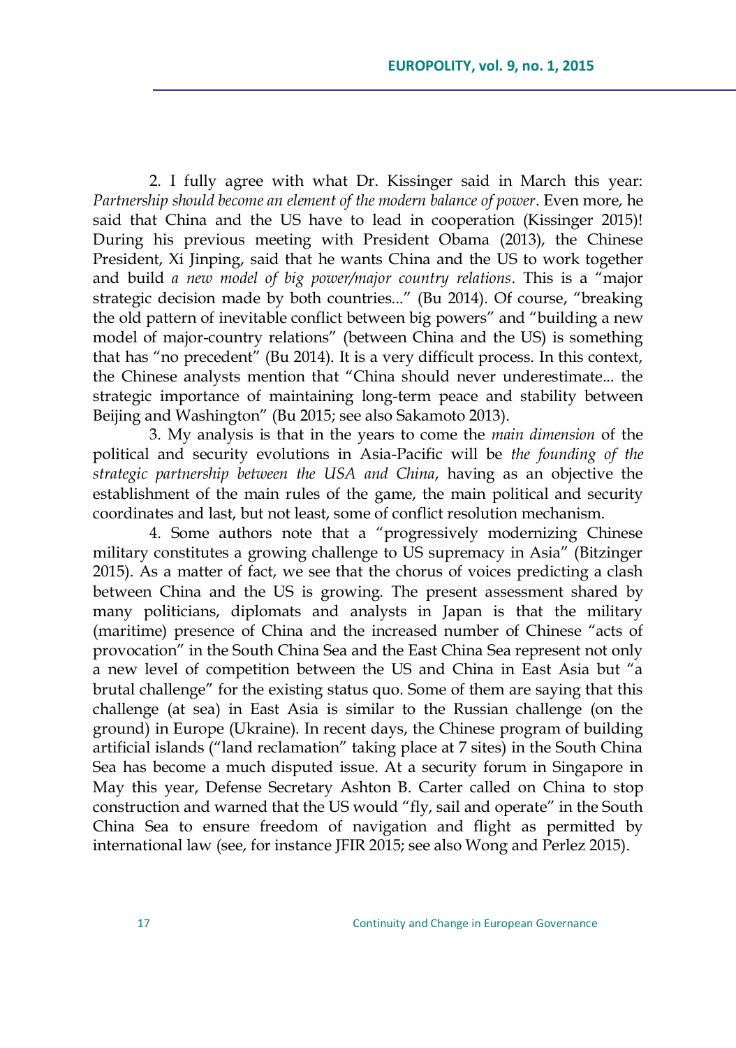2. I fully agree with what Dr. Kissinger said in March this year: *Partnership should become an element of the modern balance of power*. Even more, he said that China and the US have to lead in cooperation (Kissinger 2015)! During his previous meeting with President Obama (2013), the Chinese President, Xi Jinping, said that he wants China and the US to work together and build *a new model of big power/major country relations*. This is a "major strategic decision made by both countries..." (Bu 2014). Of course, "breaking the old pattern of inevitable conflict between big powers" and "building a new model of major-country relations" (between China and the US) is something that has "no precedent" (Bu 2014). It is a very difficult process. In this context, the Chinese analysts mention that "China should never underestimate... the strategic importance of maintaining long-term peace and stability between Beijing and Washington" (Bu 2015; see also Sakamoto 2013).

3. My analysis is that in the years to come the *main dimension* of the political and security evolutions in Asia-Pacific will be *the founding of the strategic partnership between the USA and China*, having as an objective the establishment of the main rules of the game, the main political and security coordinates and last, but not least, some of conflict resolution mechanism.

4. Some authors note that a "progressively modernizing Chinese military constitutes a growing challenge to US supremacy in Asia" (Bitzinger 2015). As a matter of fact, we see that the chorus of voices predicting a clash between China and the US is growing. The present assessment shared by many politicians, diplomats and analysts in Japan is that the military (maritime) presence of China and the increased number of Chinese "acts of provocation" in the South China Sea and the East China Sea represent not only a new level of competition between the US and China in East Asia but "a brutal challenge" for the existing status quo. Some of them are saying that this challenge (at sea) in East Asia is similar to the Russian challenge (on the ground) in Europe (Ukraine). In recent days, the Chinese program of building artificial islands ("land reclamation" taking place at 7 sites) in the South China Sea has become a much disputed issue. At a security forum in Singapore in May this year, Defense Secretary Ashton B. Carter called on China to stop construction and warned that the US would "fly, sail and operate" in the South China Sea to ensure freedom of navigation and flight as permitted by international law (see, for instance JFIR 2015; see also Wong and Perlez 2015).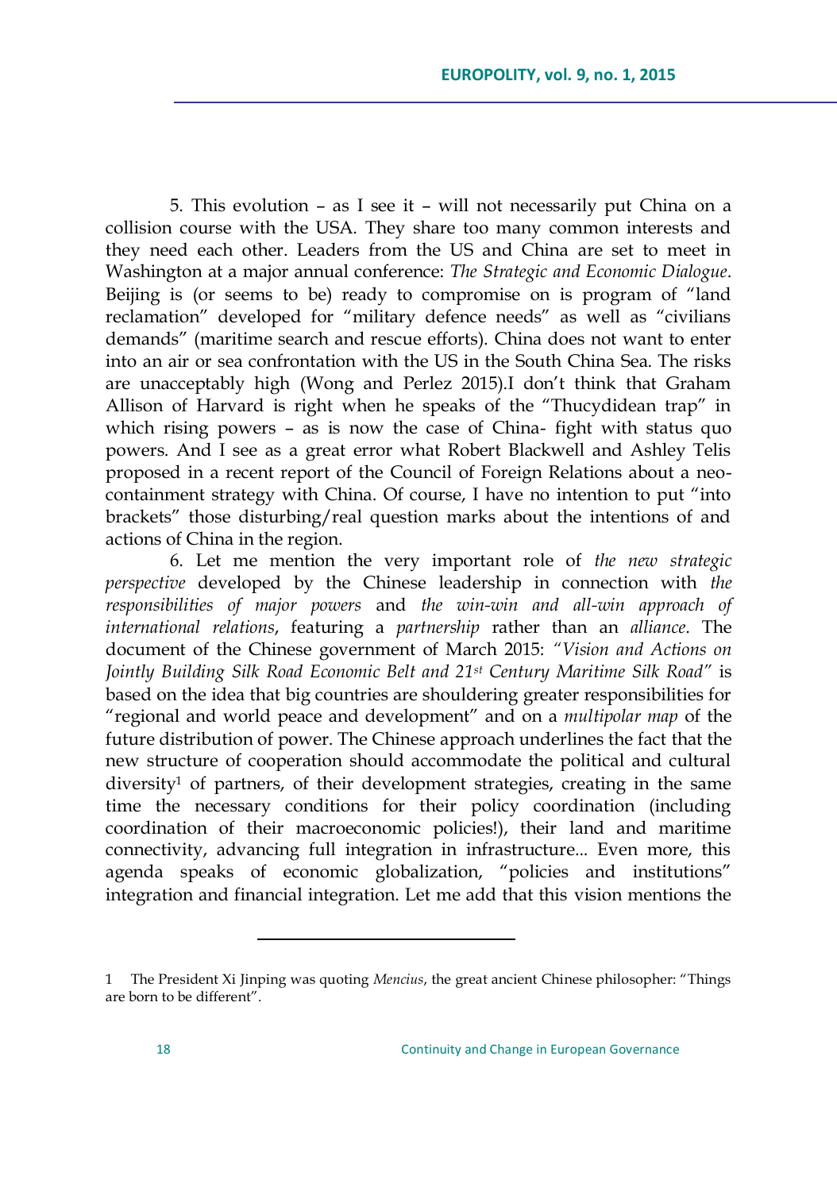5. This evolution – as I see it – will not necessarily put China on a collision course with the USA. They share too many common interests and they need each other. Leaders from the US and China are set to meet in Washington at a major annual conference: *The Strategic and Economic Dialogue*. Beijing is (or seems to be) ready to compromise on is program of "land reclamation" developed for "military defence needs" as well as "civilians demands" (maritime search and rescue efforts). China does not want to enter into an air or sea confrontation with the US in the South China Sea. The risks are unacceptably high (Wong and Perlez 2015).I don't think that Graham Allison of Harvard is right when he speaks of the "Thucydidean trap" in which rising powers – as is now the case of China- fight with status quo powers. And I see as a great error what Robert Blackwell and Ashley Telis proposed in a recent report of the Council of Foreign Relations about a neo-containment strategy with China. Of course, I have no intention to put "into brackets" those disturbing/real question marks about the intentions of and actions of China in the region.

6. Let me mention the very important role of *the new strategic perspective* developed by the Chinese leadership in connection with *the responsibilities of major powers* and *the win-win and all-win approach of international relations*, featuring a *partnership* rather than an *alliance*. The document of the Chinese government of March 2015: *"Vision and Actions on Jointly Building Silk Road Economic Belt and 21st Century Maritime Silk Road"* is based on the idea that big countries are shouldering greater responsibilities for "regional and world peace and development" and on a *multipolar map* of the future distribution of power. The Chinese approach underlines the fact that the new structure of cooperation should accommodate the political and cultural diversity[1] of partners, of their development strategies, creating in the same time the necessary conditions for their policy coordination (including coordination of their macroeconomic policies!), their land and maritime connectivity, advancing full integration in infrastructure... Even more, this agenda speaks of economic globalization, "policies and institutions" integration and financial integration. Let me add that this vision mentions the

---

1 The President Xi Jinping was quoting *Mencius*, the great ancient Chinese philosopher: "Things are born to be different".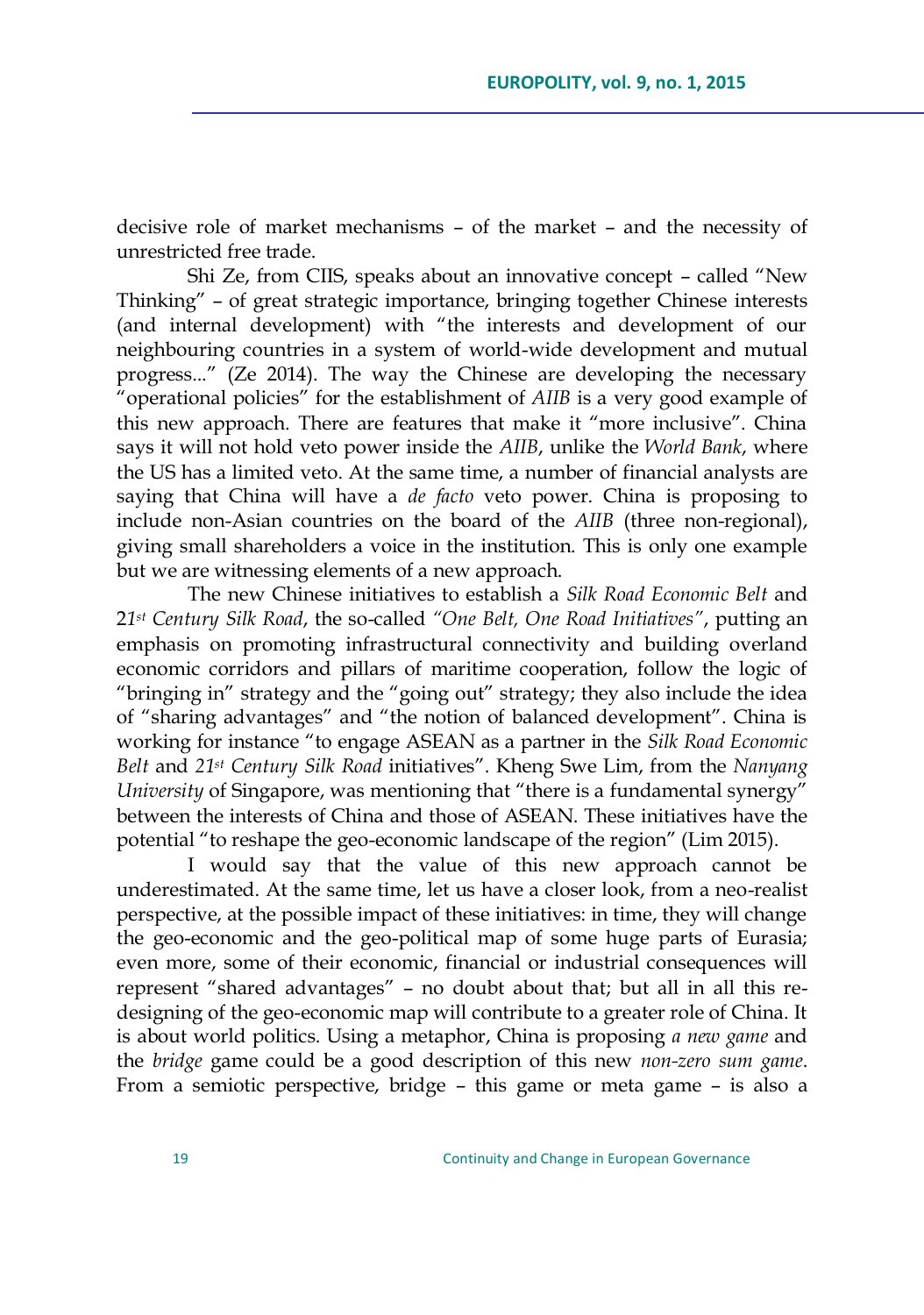decisive role of market mechanisms – of the market – and the necessity of unrestricted free trade.

Shi Ze, from CIIS, speaks about an innovative concept – called "New Thinking" – of great strategic importance, bringing together Chinese interests (and internal development) with "the interests and development of our neighbouring countries in a system of world-wide development and mutual progress..." (Ze 2014). The way the Chinese are developing the necessary "operational policies" for the establishment of *AIIB* is a very good example of this new approach. There are features that make it "more inclusive". China says it will not hold veto power inside the *AIIB*, unlike the *World Bank*, where the US has a limited veto. At the same time, a number of financial analysts are saying that China will have a *de facto* veto power. China is proposing to include non-Asian countries on the board of the *AIIB* (three non-regional), giving small shareholders a voice in the institution. This is only one example but we are witnessing elements of a new approach.

The new Chinese initiatives to establish a *Silk Road Economic Belt* and 21*st Century Silk Road*, the so-called *"One Belt, One Road Initiatives"*, putting an emphasis on promoting infrastructural connectivity and building overland economic corridors and pillars of maritime cooperation, follow the logic of "bringing in" strategy and the "going out" strategy; they also include the idea of "sharing advantages" and "the notion of balanced development". China is working for instance "to engage ASEAN as a partner in the *Silk Road Economic Belt* and *21st Century Silk Road* initiatives". Kheng Swe Lim, from the *Nanyang University* of Singapore, was mentioning that "there is a fundamental synergy" between the interests of China and those of ASEAN. These initiatives have the potential "to reshape the geo-economic landscape of the region" (Lim 2015).

I would say that the value of this new approach cannot be underestimated. At the same time, let us have a closer look, from a neo-realist perspective, at the possible impact of these initiatives: in time, they will change the geo-economic and the geo-political map of some huge parts of Eurasia; even more, some of their economic, financial or industrial consequences will represent "shared advantages" – no doubt about that; but all in all this re-designing of the geo-economic map will contribute to a greater role of China. It is about world politics. Using a metaphor, China is proposing *a new game* and the *bridge* game could be a good description of this new *non-zero sum game*. From a semiotic perspective, bridge – this game or meta game – is also a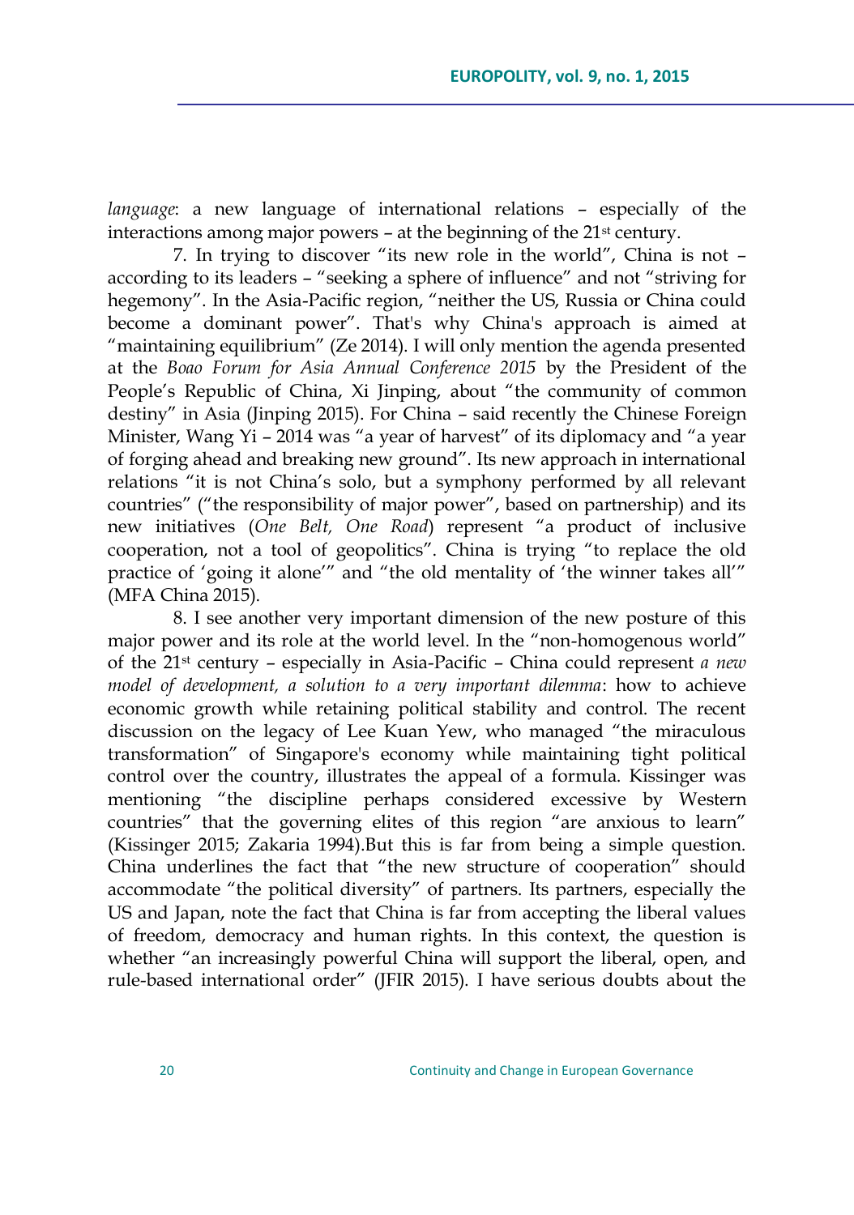*language*: a new language of international relations – especially of the interactions among major powers – at the beginning of the 21st century.

7. In trying to discover "its new role in the world", China is not – according to its leaders – "seeking a sphere of influence" and not "striving for hegemony". In the Asia-Pacific region, "neither the US, Russia or China could become a dominant power". That's why China's approach is aimed at "maintaining equilibrium" (Ze 2014). I will only mention the agenda presented at the *Boao Forum for Asia Annual Conference 2015* by the President of the People's Republic of China, Xi Jinping, about "the community of common destiny" in Asia (Jinping 2015). For China – said recently the Chinese Foreign Minister, Wang Yi – 2014 was "a year of harvest" of its diplomacy and "a year of forging ahead and breaking new ground". Its new approach in international relations "it is not China's solo, but a symphony performed by all relevant countries" ("the responsibility of major power", based on partnership) and its new initiatives (*One Belt, One Road*) represent "a product of inclusive cooperation, not a tool of geopolitics". China is trying "to replace the old practice of 'going it alone'" and "the old mentality of 'the winner takes all'" (MFA China 2015).

8. I see another very important dimension of the new posture of this major power and its role at the world level. In the "non-homogenous world" of the 21st century – especially in Asia-Pacific – China could represent *a new model of development, a solution to a very important dilemma*: how to achieve economic growth while retaining political stability and control. The recent discussion on the legacy of Lee Kuan Yew, who managed "the miraculous transformation" of Singapore's economy while maintaining tight political control over the country, illustrates the appeal of a formula. Kissinger was mentioning "the discipline perhaps considered excessive by Western countries" that the governing elites of this region "are anxious to learn" (Kissinger 2015; Zakaria 1994).But this is far from being a simple question. China underlines the fact that "the new structure of cooperation" should accommodate "the political diversity" of partners. Its partners, especially the US and Japan, note the fact that China is far from accepting the liberal values of freedom, democracy and human rights. In this context, the question is whether "an increasingly powerful China will support the liberal, open, and rule-based international order" (JFIR 2015). I have serious doubts about the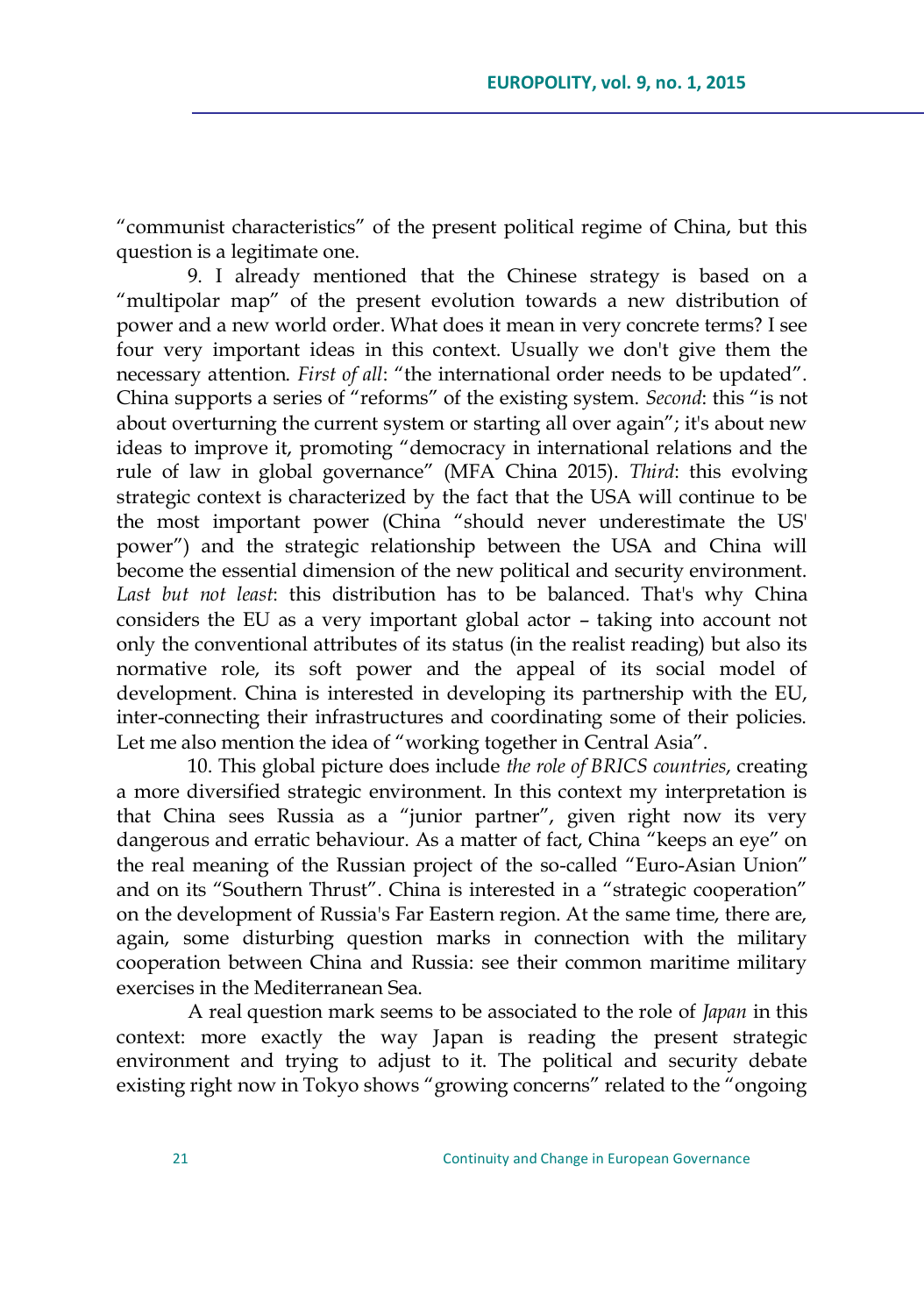“communist characteristics” of the present political regime of China, but this question is a legitimate one.

9. I already mentioned that the Chinese strategy is based on a “multipolar map” of the present evolution towards a new distribution of power and a new world order. What does it mean in very concrete terms? I see four very important ideas in this context. Usually we don't give them the necessary attention. *First of all*: “the international order needs to be updated”. China supports a series of “reforms” of the existing system. *Second*: this “is not about overturning the current system or starting all over again”; it's about new ideas to improve it, promoting “democracy in international relations and the rule of law in global governance” (MFA China 2015). *Third*: this evolving strategic context is characterized by the fact that the USA will continue to be the most important power (China “should never underestimate the US' power”) and the strategic relationship between the USA and China will become the essential dimension of the new political and security environment. *Last but not least*: this distribution has to be balanced. That's why China considers the EU as a very important global actor – taking into account not only the conventional attributes of its status (in the realist reading) but also its normative role, its soft power and the appeal of its social model of development. China is interested in developing its partnership with the EU, inter-connecting their infrastructures and coordinating some of their policies. Let me also mention the idea of “working together in Central Asia”.

10. This global picture does include *the role of BRICS countries*, creating a more diversified strategic environment. In this context my interpretation is that China sees Russia as a “junior partner”, given right now its very dangerous and erratic behaviour. As a matter of fact, China “keeps an eye” on the real meaning of the Russian project of the so-called “Euro-Asian Union” and on its “Southern Thrust”. China is interested in a “strategic cooperation” on the development of Russia's Far Eastern region. At the same time, there are, again, some disturbing question marks in connection with the military cooperation between China and Russia: see their common maritime military exercises in the Mediterranean Sea.

A real question mark seems to be associated to the role of *Japan* in this context: more exactly the way Japan is reading the present strategic environment and trying to adjust to it. The political and security debate existing right now in Tokyo shows “growing concerns” related to the “ongoing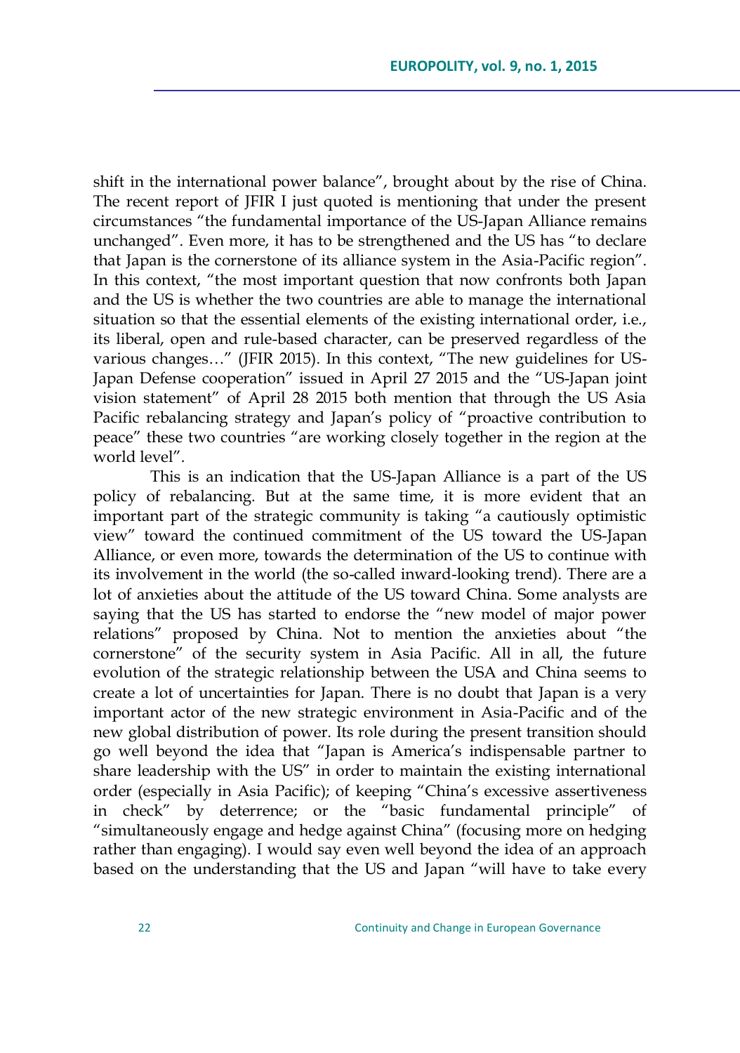shift in the international power balance", brought about by the rise of China. The recent report of JFIR I just quoted is mentioning that under the present circumstances "the fundamental importance of the US-Japan Alliance remains unchanged". Even more, it has to be strengthened and the US has "to declare that Japan is the cornerstone of its alliance system in the Asia-Pacific region". In this context, "the most important question that now confronts both Japan and the US is whether the two countries are able to manage the international situation so that the essential elements of the existing international order, i.e., its liberal, open and rule-based character, can be preserved regardless of the various changes…" (JFIR 2015). In this context, "The new guidelines for US-Japan Defense cooperation" issued in April 27 2015 and the "US-Japan joint vision statement" of April 28 2015 both mention that through the US Asia Pacific rebalancing strategy and Japan's policy of "proactive contribution to peace" these two countries "are working closely together in the region at the world level".

This is an indication that the US-Japan Alliance is a part of the US policy of rebalancing. But at the same time, it is more evident that an important part of the strategic community is taking "a cautiously optimistic view" toward the continued commitment of the US toward the US-Japan Alliance, or even more, towards the determination of the US to continue with its involvement in the world (the so-called inward-looking trend). There are a lot of anxieties about the attitude of the US toward China. Some analysts are saying that the US has started to endorse the "new model of major power relations" proposed by China. Not to mention the anxieties about "the cornerstone" of the security system in Asia Pacific. All in all, the future evolution of the strategic relationship between the USA and China seems to create a lot of uncertainties for Japan. There is no doubt that Japan is a very important actor of the new strategic environment in Asia-Pacific and of the new global distribution of power. Its role during the present transition should go well beyond the idea that "Japan is America's indispensable partner to share leadership with the US" in order to maintain the existing international order (especially in Asia Pacific); of keeping "China's excessive assertiveness in check" by deterrence; or the "basic fundamental principle" of "simultaneously engage and hedge against China" (focusing more on hedging rather than engaging). I would say even well beyond the idea of an approach based on the understanding that the US and Japan "will have to take every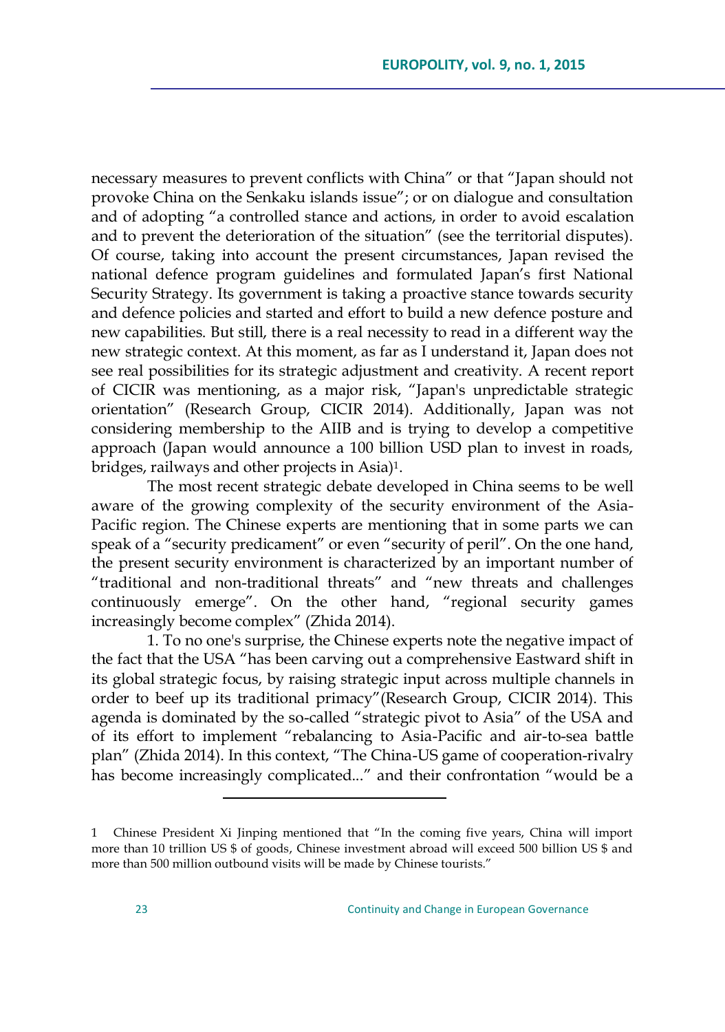necessary measures to prevent conflicts with China" or that "Japan should not provoke China on the Senkaku islands issue"; or on dialogue and consultation and of adopting "a controlled stance and actions, in order to avoid escalation and to prevent the deterioration of the situation" (see the territorial disputes). Of course, taking into account the present circumstances, Japan revised the national defence program guidelines and formulated Japan's first National Security Strategy. Its government is taking a proactive stance towards security and defence policies and started and effort to build a new defence posture and new capabilities. But still, there is a real necessity to read in a different way the new strategic context. At this moment, as far as I understand it, Japan does not see real possibilities for its strategic adjustment and creativity. A recent report of CICIR was mentioning, as a major risk, "Japan's unpredictable strategic orientation" (Research Group, CICIR 2014). Additionally, Japan was not considering membership to the AIIB and is trying to develop a competitive approach (Japan would announce a 100 billion USD plan to invest in roads, bridges, railways and other projects in Asia)[1].

The most recent strategic debate developed in China seems to be well aware of the growing complexity of the security environment of the Asia-Pacific region. The Chinese experts are mentioning that in some parts we can speak of a "security predicament" or even "security of peril". On the one hand, the present security environment is characterized by an important number of "traditional and non-traditional threats" and "new threats and challenges continuously emerge". On the other hand, "regional security games increasingly become complex" (Zhida 2014).

1. To no one's surprise, the Chinese experts note the negative impact of the fact that the USA "has been carving out a comprehensive Eastward shift in its global strategic focus, by raising strategic input across multiple channels in order to beef up its traditional primacy"(Research Group, CICIR 2014). This agenda is dominated by the so-called "strategic pivot to Asia" of the USA and of its effort to implement "rebalancing to Asia-Pacific and air-to-sea battle plan" (Zhida 2014). In this context, "The China-US game of cooperation-rivalry has become increasingly complicated..." and their confrontation "would be a

---

1 Chinese President Xi Jinping mentioned that "In the coming five years, China will import more than 10 trillion US $ of goods, Chinese investment abroad will exceed 500 billion US $ and more than 500 million outbound visits will be made by Chinese tourists."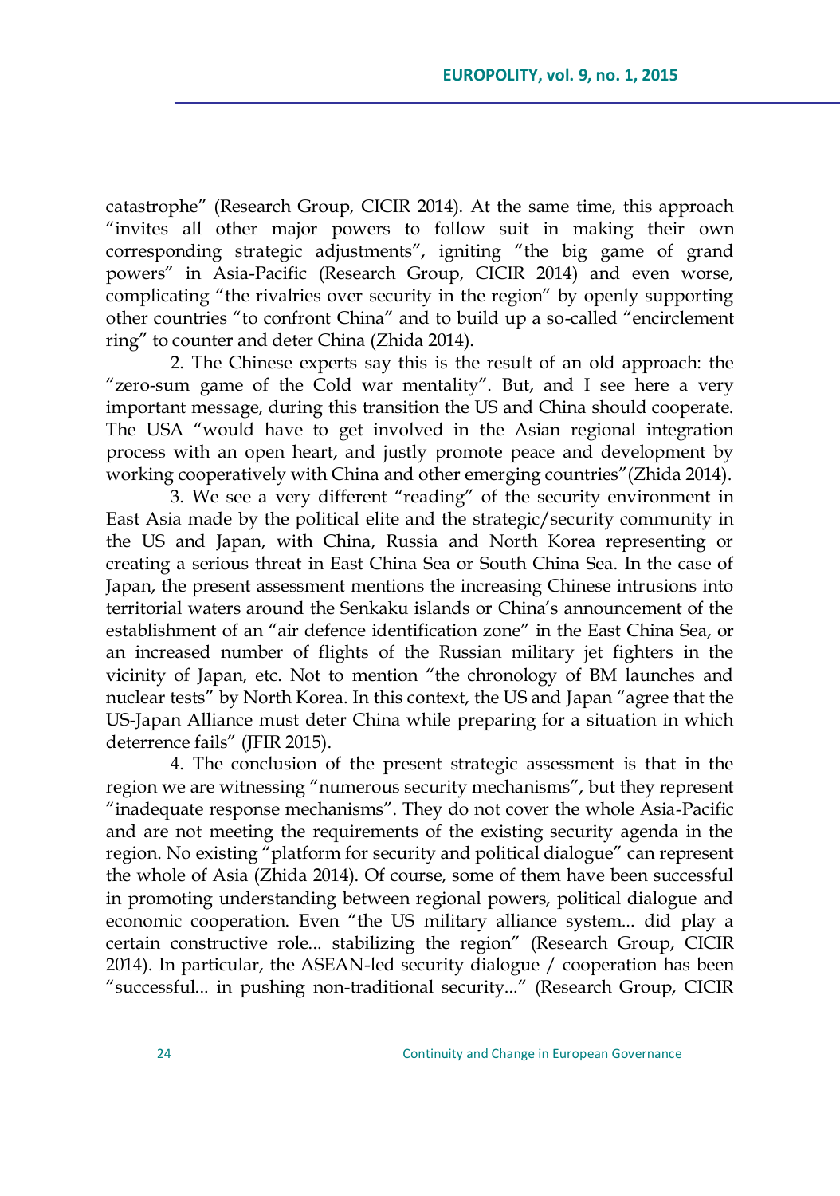catastrophe" (Research Group, CICIR 2014). At the same time, this approach "invites all other major powers to follow suit in making their own corresponding strategic adjustments", igniting "the big game of grand powers" in Asia-Pacific (Research Group, CICIR 2014) and even worse, complicating "the rivalries over security in the region" by openly supporting other countries "to confront China" and to build up a so-called "encirclement ring" to counter and deter China (Zhida 2014).

2. The Chinese experts say this is the result of an old approach: the "zero-sum game of the Cold war mentality". But, and I see here a very important message, during this transition the US and China should cooperate. The USA "would have to get involved in the Asian regional integration process with an open heart, and justly promote peace and development by working cooperatively with China and other emerging countries"(Zhida 2014).

3. We see a very different "reading" of the security environment in East Asia made by the political elite and the strategic/security community in the US and Japan, with China, Russia and North Korea representing or creating a serious threat in East China Sea or South China Sea. In the case of Japan, the present assessment mentions the increasing Chinese intrusions into territorial waters around the Senkaku islands or China's announcement of the establishment of an "air defence identification zone" in the East China Sea, or an increased number of flights of the Russian military jet fighters in the vicinity of Japan, etc. Not to mention "the chronology of BM launches and nuclear tests" by North Korea. In this context, the US and Japan "agree that the US-Japan Alliance must deter China while preparing for a situation in which deterrence fails" (JFIR 2015).

4. The conclusion of the present strategic assessment is that in the region we are witnessing "numerous security mechanisms", but they represent "inadequate response mechanisms". They do not cover the whole Asia-Pacific and are not meeting the requirements of the existing security agenda in the region. No existing "platform for security and political dialogue" can represent the whole of Asia (Zhida 2014). Of course, some of them have been successful in promoting understanding between regional powers, political dialogue and economic cooperation. Even "the US military alliance system... did play a certain constructive role... stabilizing the region" (Research Group, CICIR 2014). In particular, the ASEAN-led security dialogue / cooperation has been "successful... in pushing non-traditional security..." (Research Group, CICIR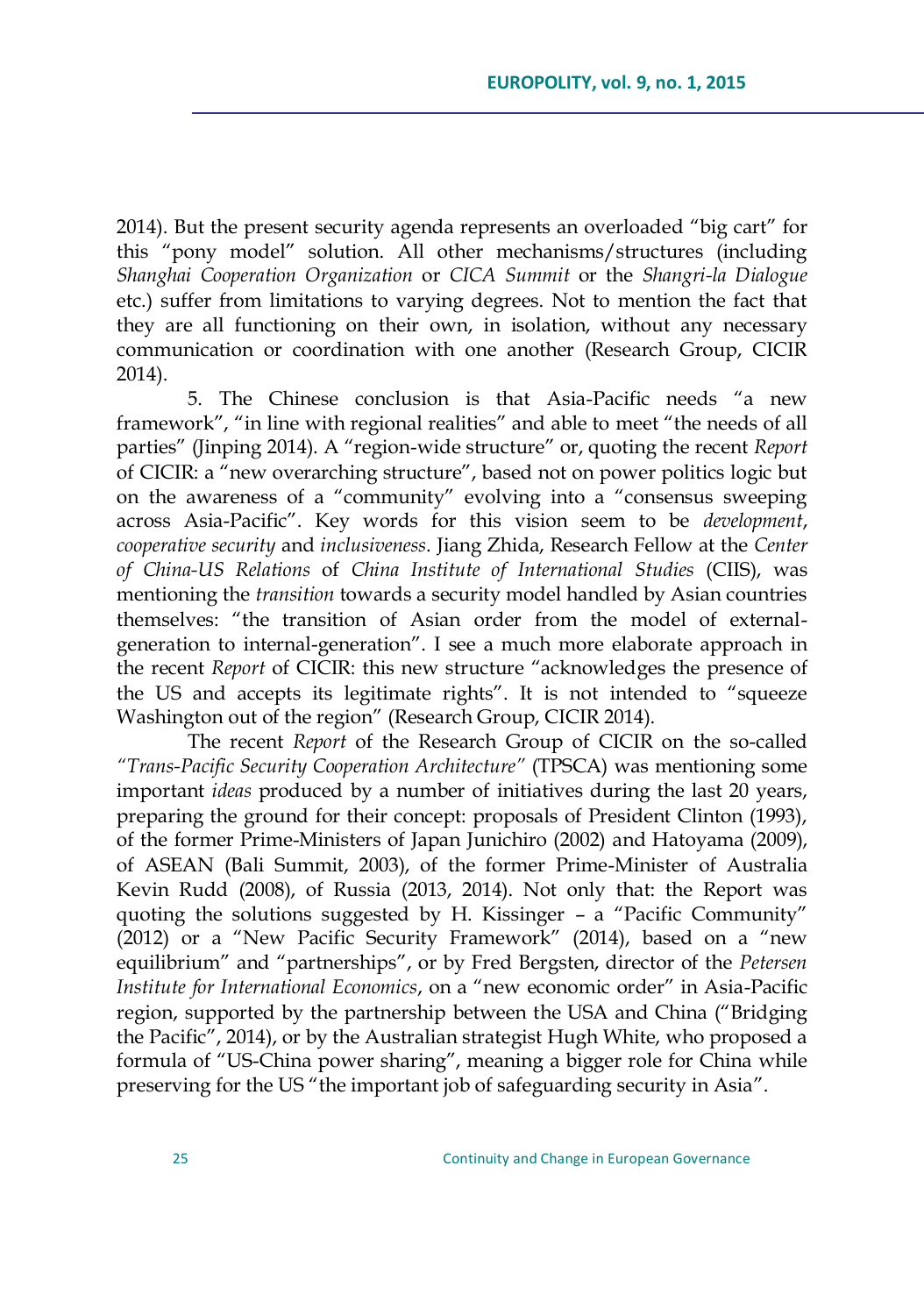2014). But the present security agenda represents an overloaded "big cart" for this "pony model" solution. All other mechanisms/structures (including *Shanghai Cooperation Organization* or *CICA Summit* or the *Shangri-la Dialogue* etc.) suffer from limitations to varying degrees. Not to mention the fact that they are all functioning on their own, in isolation, without any necessary communication or coordination with one another (Research Group, CICIR 2014).

5. The Chinese conclusion is that Asia-Pacific needs "a new framework", "in line with regional realities" and able to meet "the needs of all parties" (Jinping 2014). A "region-wide structure" or, quoting the recent *Report* of CICIR: a "new overarching structure", based not on power politics logic but on the awareness of a "community" evolving into a "consensus sweeping across Asia-Pacific". Key words for this vision seem to be *development*, *cooperative security* and *inclusiveness*. Jiang Zhida, Research Fellow at the *Center of China-US Relations* of *China Institute of International Studies* (CIIS), was mentioning the *transition* towards a security model handled by Asian countries themselves: "the transition of Asian order from the model of external-generation to internal-generation". I see a much more elaborate approach in the recent *Report* of CICIR: this new structure "acknowledges the presence of the US and accepts its legitimate rights". It is not intended to "squeeze Washington out of the region" (Research Group, CICIR 2014).

The recent *Report* of the Research Group of CICIR on the so-called *"Trans-Pacific Security Cooperation Architecture"* (TPSCA) was mentioning some important *ideas* produced by a number of initiatives during the last 20 years, preparing the ground for their concept: proposals of President Clinton (1993), of the former Prime-Ministers of Japan Junichiro (2002) and Hatoyama (2009), of ASEAN (Bali Summit, 2003), of the former Prime-Minister of Australia Kevin Rudd (2008), of Russia (2013, 2014). Not only that: the Report was quoting the solutions suggested by H. Kissinger – a "Pacific Community" (2012) or a "New Pacific Security Framework" (2014), based on a "new equilibrium" and "partnerships", or by Fred Bergsten, director of the *Petersen Institute for International Economics*, on a "new economic order" in Asia-Pacific region, supported by the partnership between the USA and China ("Bridging the Pacific", 2014), or by the Australian strategist Hugh White, who proposed a formula of "US-China power sharing", meaning a bigger role for China while preserving for the US "the important job of safeguarding security in Asia".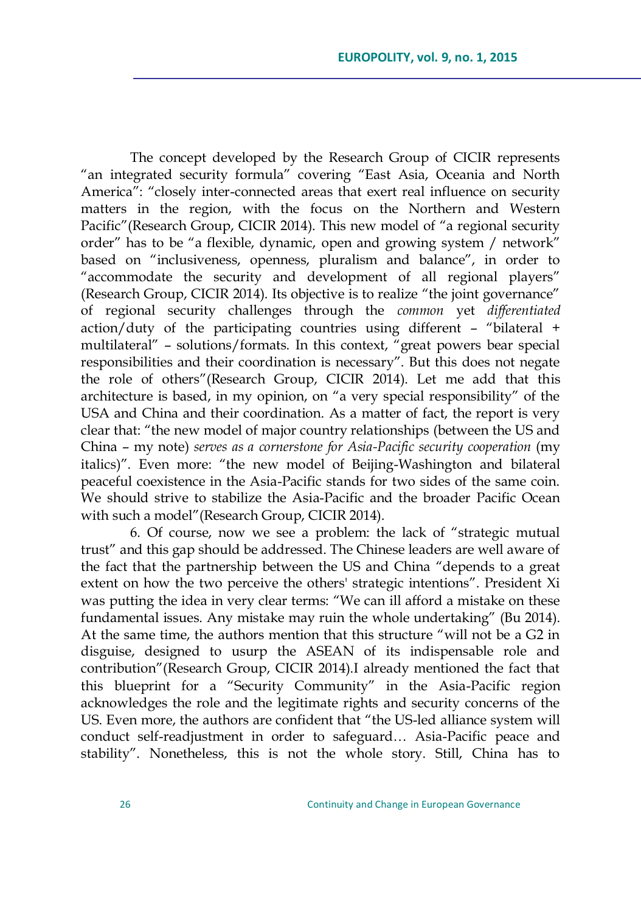The concept developed by the Research Group of CICIR represents "an integrated security formula" covering "East Asia, Oceania and North America": "closely inter-connected areas that exert real influence on security matters in the region, with the focus on the Northern and Western Pacific"(Research Group, CICIR 2014). This new model of "a regional security order" has to be "a flexible, dynamic, open and growing system / network" based on "inclusiveness, openness, pluralism and balance", in order to "accommodate the security and development of all regional players" (Research Group, CICIR 2014). Its objective is to realize "the joint governance" of regional security challenges through the *common* yet *differentiated* action/duty of the participating countries using different – "bilateral + multilateral" – solutions/formats. In this context, "great powers bear special responsibilities and their coordination is necessary". But this does not negate the role of others"(Research Group, CICIR 2014). Let me add that this architecture is based, in my opinion, on "a very special responsibility" of the USA and China and their coordination. As a matter of fact, the report is very clear that: "the new model of major country relationships (between the US and China – my note) *serves as a cornerstone for Asia-Pacific security cooperation* (my italics)". Even more: "the new model of Beijing-Washington and bilateral peaceful coexistence in the Asia-Pacific stands for two sides of the same coin. We should strive to stabilize the Asia-Pacific and the broader Pacific Ocean with such a model"(Research Group, CICIR 2014).

6. Of course, now we see a problem: the lack of "strategic mutual trust" and this gap should be addressed. The Chinese leaders are well aware of the fact that the partnership between the US and China "depends to a great extent on how the two perceive the others' strategic intentions". President Xi was putting the idea in very clear terms: "We can ill afford a mistake on these fundamental issues. Any mistake may ruin the whole undertaking" (Bu 2014). At the same time, the authors mention that this structure "will not be a G2 in disguise, designed to usurp the ASEAN of its indispensable role and contribution"(Research Group, CICIR 2014).I already mentioned the fact that this blueprint for a "Security Community" in the Asia-Pacific region acknowledges the role and the legitimate rights and security concerns of the US. Even more, the authors are confident that "the US-led alliance system will conduct self-readjustment in order to safeguard… Asia-Pacific peace and stability". Nonetheless, this is not the whole story. Still, China has to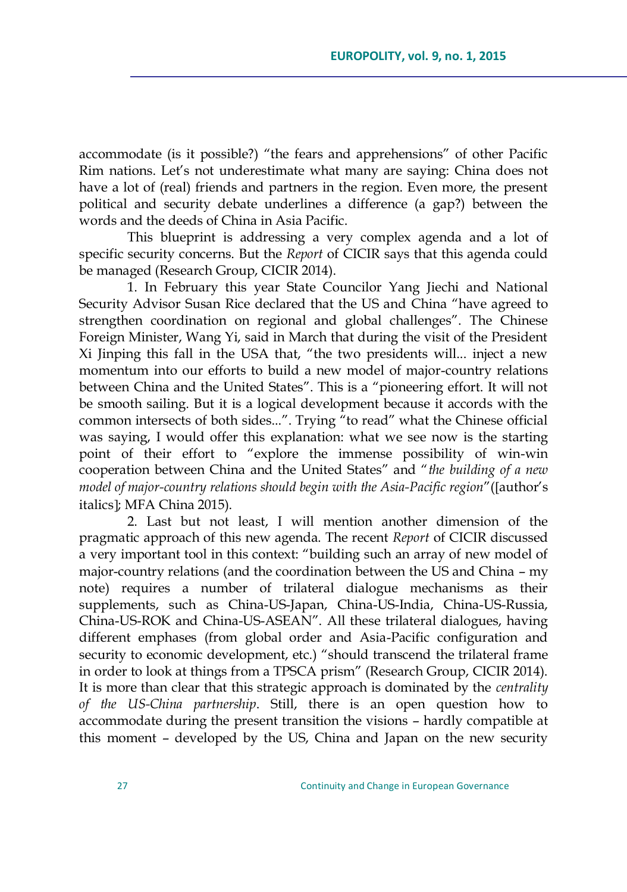accommodate (is it possible?) "the fears and apprehensions" of other Pacific Rim nations. Let's not underestimate what many are saying: China does not have a lot of (real) friends and partners in the region. Even more, the present political and security debate underlines a difference (a gap?) between the words and the deeds of China in Asia Pacific.

This blueprint is addressing a very complex agenda and a lot of specific security concerns. But the *Report* of CICIR says that this agenda could be managed (Research Group, CICIR 2014).

1. In February this year State Councilor Yang Jiechi and National Security Advisor Susan Rice declared that the US and China "have agreed to strengthen coordination on regional and global challenges". The Chinese Foreign Minister, Wang Yi, said in March that during the visit of the President Xi Jinping this fall in the USA that, "the two presidents will... inject a new momentum into our efforts to build a new model of major-country relations between China and the United States". This is a "pioneering effort. It will not be smooth sailing. But it is a logical development because it accords with the common intersects of both sides...". Trying "to read" what the Chinese official was saying, I would offer this explanation: what we see now is the starting point of their effort to "explore the immense possibility of win-win cooperation between China and the United States" and "*the building of a new model of major-country relations should begin with the Asia-Pacific region*"([author's italics]; MFA China 2015).

2. Last but not least, I will mention another dimension of the pragmatic approach of this new agenda. The recent *Report* of CICIR discussed a very important tool in this context: "building such an array of new model of major-country relations (and the coordination between the US and China – my note) requires a number of trilateral dialogue mechanisms as their supplements, such as China-US-Japan, China-US-India, China-US-Russia, China-US-ROK and China-US-ASEAN". All these trilateral dialogues, having different emphases (from global order and Asia-Pacific configuration and security to economic development, etc.) "should transcend the trilateral frame in order to look at things from a TPSCA prism" (Research Group, CICIR 2014). It is more than clear that this strategic approach is dominated by the *centrality of the US-China partnership*. Still, there is an open question how to accommodate during the present transition the visions – hardly compatible at this moment – developed by the US, China and Japan on the new security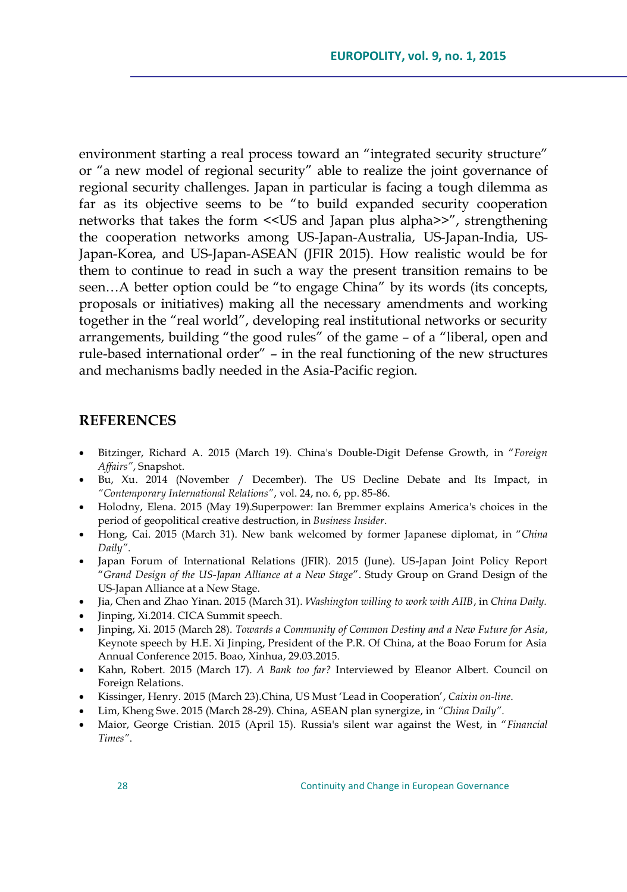environment starting a real process toward an "integrated security structure" or "a new model of regional security" able to realize the joint governance of regional security challenges. Japan in particular is facing a tough dilemma as far as its objective seems to be "to build expanded security cooperation networks that takes the form <<US and Japan plus alpha>>", strengthening the cooperation networks among US-Japan-Australia, US-Japan-India, US-Japan-Korea, and US-Japan-ASEAN (JFIR 2015). How realistic would be for them to continue to read in such a way the present transition remains to be seen…A better option could be "to engage China" by its words (its concepts, proposals or initiatives) making all the necessary amendments and working together in the "real world", developing real institutional networks or security arrangements, building "the good rules" of the game – of a "liberal, open and rule-based international order" – in the real functioning of the new structures and mechanisms badly needed in the Asia-Pacific region.

## REFERENCES

- Bitzinger, Richard A. 2015 (March 19). China's Double-Digit Defense Growth, in "*Foreign Affairs*", Snapshot.
- Bu, Xu. 2014 (November / December). The US Decline Debate and Its Impact, in *"Contemporary International Relations"*, vol. 24, no. 6, pp. 85-86.
- Holodny, Elena. 2015 (May 19).Superpower: Ian Bremmer explains America's choices in the period of geopolitical creative destruction, in *Business Insider*.
- Hong, Cai. 2015 (March 31). New bank welcomed by former Japanese diplomat, in "*China Daily*".
- Japan Forum of International Relations (JFIR). 2015 (June). US-Japan Joint Policy Report "*Grand Design of the US-Japan Alliance at a New Stage*". Study Group on Grand Design of the US-Japan Alliance at a New Stage.
- Jia, Chen and Zhao Yinan. 2015 (March 31). *Washington willing to work with AIIB*, in *China Daily.*
- Jinping, Xi.2014. CICA Summit speech.
- Jinping, Xi. 2015 (March 28). *Towards a Community of Common Destiny and a New Future for Asia*, Keynote speech by H.E. Xi Jinping, President of the P.R. Of China, at the Boao Forum for Asia Annual Conference 2015. Boao, Xinhua, 29.03.2015.
- Kahn, Robert. 2015 (March 17). *A Bank too far?* Interviewed by Eleanor Albert. Council on Foreign Relations.
- Kissinger, Henry. 2015 (March 23).China, US Must 'Lead in Cooperation', *Caixin on-line*.
- Lim, Kheng Swe. 2015 (March 28-29). China, ASEAN plan synergize, in *"China Daily"*.
- Maior, George Cristian. 2015 (April 15). Russia's silent war against the West, in "*Financial Times*".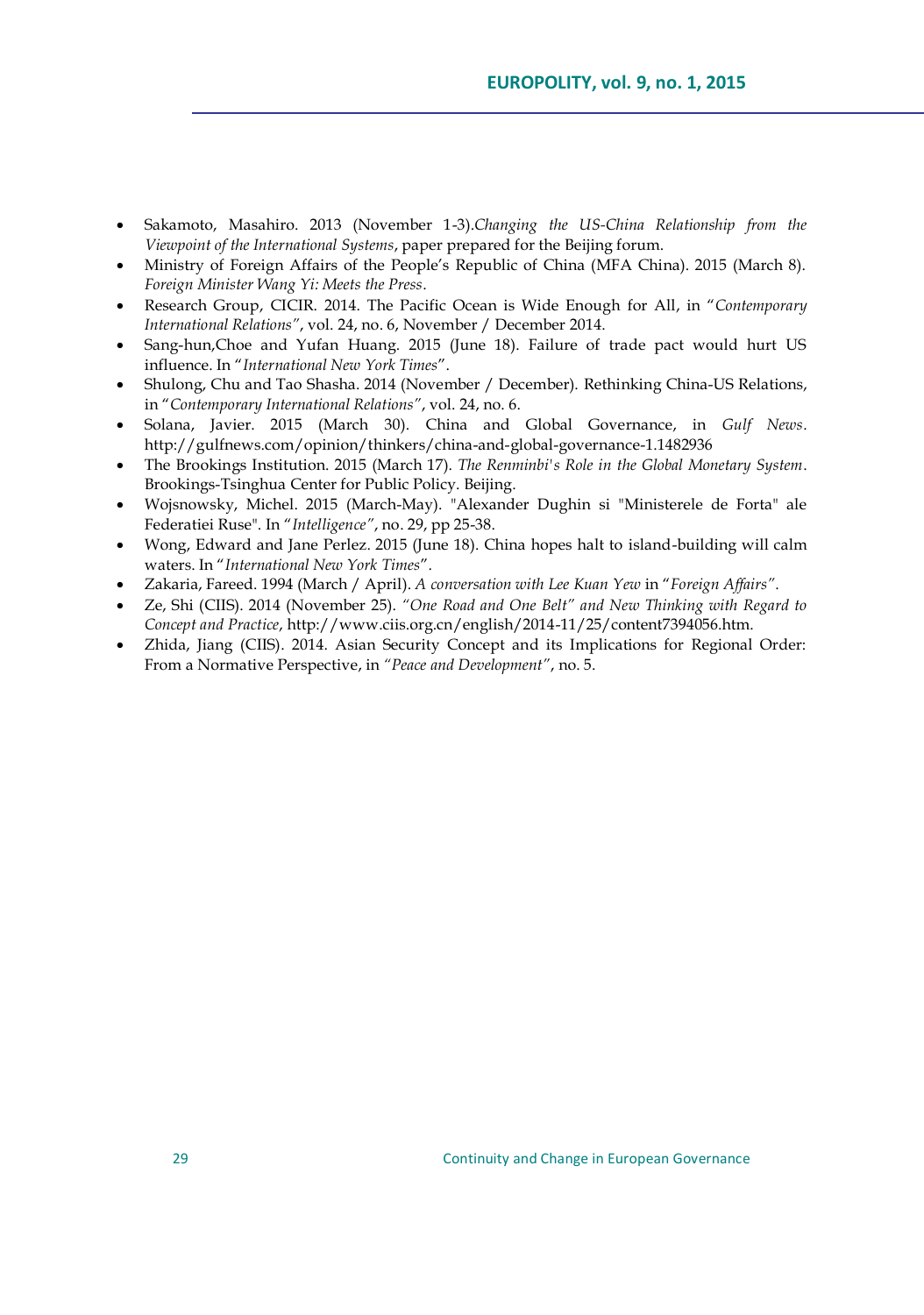- Sakamoto, Masahiro. 2013 (November 1-3).*Changing the US-China Relationship from the Viewpoint of the International Systems*, paper prepared for the Beijing forum.
- Ministry of Foreign Affairs of the People's Republic of China (MFA China). 2015 (March 8). *Foreign Minister Wang Yi: Meets the Press*.
- Research Group, CICIR. 2014. The Pacific Ocean is Wide Enough for All, in "*Contemporary International Relations"*, vol. 24, no. 6, November / December 2014.
- Sang-hun,Choe and Yufan Huang. 2015 (June 18). Failure of trade pact would hurt US influence. In "*International New York Times*".
- Shulong, Chu and Tao Shasha. 2014 (November / December). Rethinking China-US Relations, in "*Contemporary International Relations"*, vol. 24, no. 6.
- Solana, Javier. 2015 (March 30). China and Global Governance, in *Gulf News*. http://gulfnews.com/opinion/thinkers/china-and-global-governance-1.1482936
- The Brookings Institution. 2015 (March 17). *The Renminbi's Role in the Global Monetary System*. Brookings-Tsinghua Center for Public Policy. Beijing.
- Wojsnowsky, Michel. 2015 (March-May). "Alexander Dughin si "Ministerele de Forta" ale Federatiei Ruse". In "*Intelligence"*, no. 29, pp 25-38.
- Wong, Edward and Jane Perlez. 2015 (June 18). China hopes halt to island-building will calm waters. In "*International New York Times*".
- Zakaria, Fareed. 1994 (March / April). *A conversation with Lee Kuan Yew* in "*Foreign Affairs"*.
- Ze, Shi (CIIS). 2014 (November 25). *"One Road and One Belt" and New Thinking with Regard to Concept and Practice*, http://www.ciis.org.cn/english/2014-11/25/content7394056.htm.
- Zhida, Jiang (CIIS). 2014. Asian Security Concept and its Implications for Regional Order: From a Normative Perspective, in *"Peace and Development"*, no. 5.